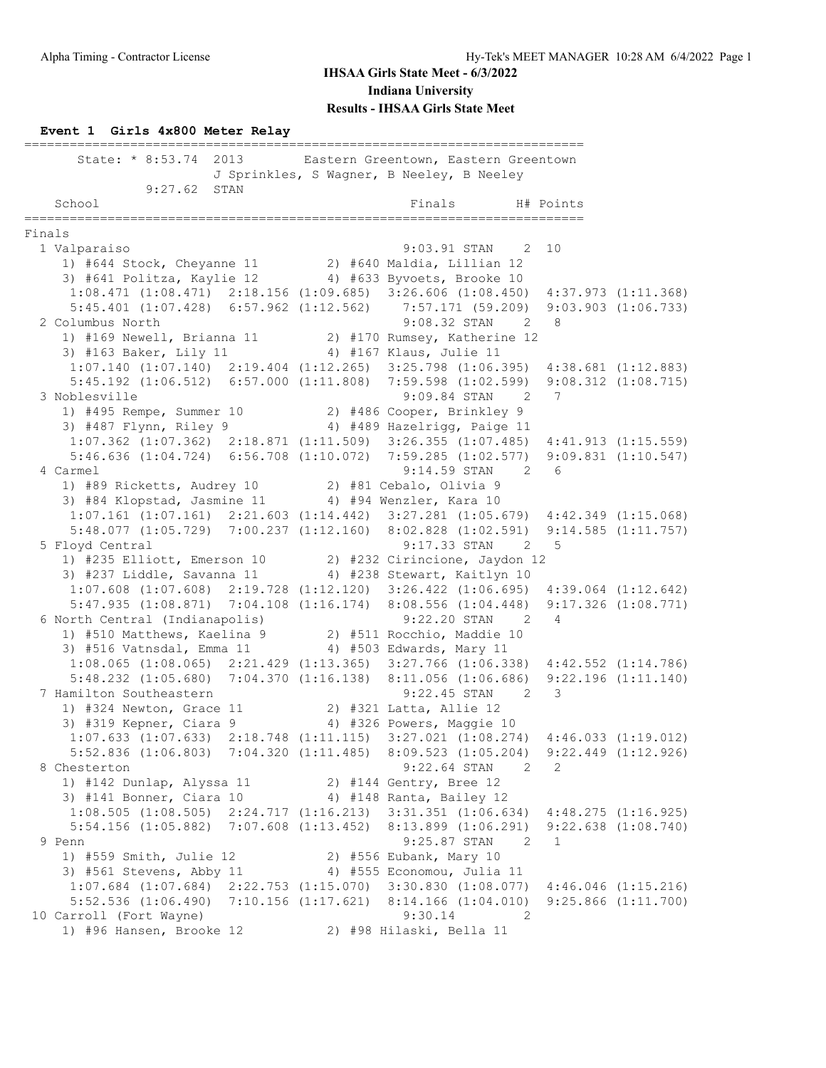# IHSAA Girls State Meet - 6/3/2022

## Indiana University

## Results - IHSAA Girls State Meet

### Event 1 Girls 4x800 Meter Relay

```
=========================================================================
      State: * 8:53.74  2013       Eastern Greentown, Eastern Greentown
                   J Sprinkles, S Wagner, B Neeley, B Neeley
             9:27.62  STAN
   School                                          Finals        H# Points
=========================================================================
Finals
  1 Valparaiso                                   9:03.91 STAN    2  10
     1) #644 Stock, Cheyanne 11          2) #640 Maldia, Lillian 12
     3) #641 Politza, Kaylie 12          4) #633 Byvoets, Brooke 10
      1:08.471 (1:08.471)  2:18.156 (1:09.685)  3:26.606 (1:08.450)  4:37.973 (1:11.368)
      5:45.401 (1:07.428)  6:57.962 (1:12.562)    7:57.171 (59.209)  9:03.903 (1:06.733)
  2 Columbus North                               9:08.32 STAN    2   8
     1) #169 Newell, Brianna 11          2) #170 Rumsey, Katherine 12
     3) #163 Baker, Lily 11              4) #167 Klaus, Julie 11
      1:07.140 (1:07.140)  2:19.404 (1:12.265)  3:25.798 (1:06.395)  4:38.681 (1:12.883)
      5:45.192 (1:06.512)  6:57.000 (1:11.808)  7:59.598 (1:02.599)  9:08.312 (1:08.715)
  3 Noblesville                                  9:09.84 STAN    2   7
     1) #495 Rempe, Summer 10            2) #486 Cooper, Brinkley 9
     3) #487 Flynn, Riley 9              4) #489 Hazelrigg, Paige 11
      1:07.362 (1:07.362)  2:18.871 (1:11.509)  3:26.355 (1:07.485)  4:41.913 (1:15.559)
      5:46.636 (1:04.724)  6:56.708 (1:10.072)  7:59.285 (1:02.577)  9:09.831 (1:10.547)
  4 Carmel                                       9:14.59 STAN    2   6
     1) #89 Ricketts, Audrey 10          2) #81 Cebalo, Olivia 9
     3) #84 Klopstad, Jasmine 11         4) #94 Wenzler, Kara 10
      1:07.161 (1:07.161)  2:21.603 (1:14.442)  3:27.281 (1:05.679)  4:42.349 (1:15.068)
      5:48.077 (1:05.729)  7:00.237 (1:12.160)  8:02.828 (1:02.591)  9:14.585 (1:11.757)
  5 Floyd Central                                9:17.33 STAN    2   5
     1) #235 Elliott, Emerson 10         2) #232 Cirincione, Jaydon 12
     3) #237 Liddle, Savanna 11          4) #238 Stewart, Kaitlyn 10
      1:07.608 (1:07.608)  2:19.728 (1:12.120)  3:26.422 (1:06.695)  4:39.064 (1:12.642)
      5:47.935 (1:08.871)  7:04.108 (1:16.174)  8:08.556 (1:04.448)  9:17.326 (1:08.771)
  6 North Central (Indianapolis)                 9:22.20 STAN    2   4
     1) #510 Matthews, Kaelina 9         2) #511 Rocchio, Maddie 10
     3) #516 Vatnsdal, Emma 11           4) #503 Edwards, Mary 11
      1:08.065 (1:08.065)  2:21.429 (1:13.365)  3:27.766 (1:06.338)  4:42.552 (1:14.786)
      5:48.232 (1:05.680)  7:04.370 (1:16.138)  8:11.056 (1:06.686)  9:22.196 (1:11.140)
  7 Hamilton Southeastern                        9:22.45 STAN    2   3
     1) #324 Newton, Grace 11            2) #321 Latta, Allie 12
     3) #319 Kepner, Ciara 9             4) #326 Powers, Maggie 10
      1:07.633 (1:07.633)  2:18.748 (1:11.115)  3:27.021 (1:08.274)  4:46.033 (1:19.012)
      5:52.836 (1:06.803)  7:04.320 (1:11.485)  8:09.523 (1:05.204)  9:22.449 (1:12.926)
  8 Chesterton                                   9:22.64 STAN    2   2
     1) #142 Dunlap, Alyssa 11           2) #144 Gentry, Bree 12
     3) #141 Bonner, Ciara 10            4) #148 Ranta, Bailey 12
      1:08.505 (1:08.505)  2:24.717 (1:16.213)  3:31.351 (1:06.634)  4:48.275 (1:16.925)
      5:54.156 (1:05.882)  7:07.608 (1:13.452)  8:13.899 (1:06.291)  9:22.638 (1:08.740)
  9 Penn                                         9:25.87 STAN    2   1
     1) #559 Smith, Julie 12             2) #556 Eubank, Mary 10
     3) #561 Stevens, Abby 11            4) #555 Economou, Julia 11
      1:07.684 (1:07.684)  2:22.753 (1:15.070)  3:30.830 (1:08.077)  4:46.046 (1:15.216)
      5:52.536 (1:06.490)  7:10.156 (1:17.621)  8:14.166 (1:04.010)  9:25.866 (1:11.700)
 10 Carroll (Fort Wayne)                         9:30.14         2
     1) #96 Hansen, Brooke 12            2) #98 Hilaski, Bella 11
```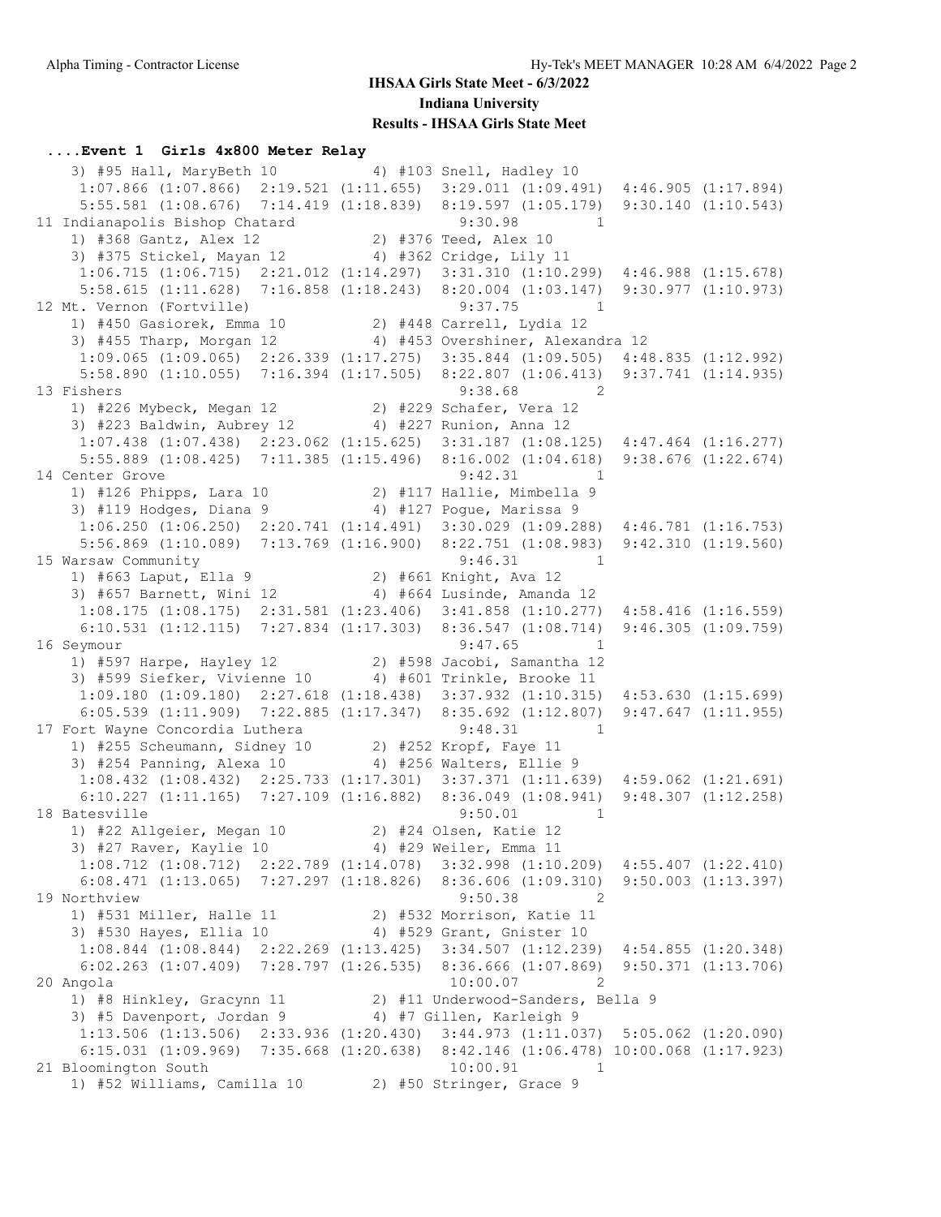**IHSAA Girls State Meet - 6/3/2022**

**Indiana University**

**Results - IHSAA Girls State Meet**

### ....Event 1 Girls 4x800 Meter Relay

```
    3) #95 Hall, MaryBeth 10          4) #103 Snell, Hadley 10
     1:07.866 (1:07.866)  2:19.521 (1:11.655)  3:29.011 (1:09.491)  4:46.905 (1:17.894)
     5:55.581 (1:08.676)  7:14.419 (1:18.839)  8:19.597 (1:05.179)  9:30.140 (1:10.543)
11 Indianapolis Bishop Chatard                     9:30.98         1
    1) #368 Gantz, Alex 12            2) #376 Teed, Alex 10
    3) #375 Stickel, Mayan 12         4) #362 Cridge, Lily 11
     1:06.715 (1:06.715)  2:21.012 (1:14.297)  3:31.310 (1:10.299)  4:46.988 (1:15.678)
     5:58.615 (1:11.628)  7:16.858 (1:18.243)  8:20.004 (1:03.147)  9:30.977 (1:10.973)
12 Mt. Vernon (Fortville)                          9:37.75         1
    1) #450 Gasiorek, Emma 10         2) #448 Carrell, Lydia 12
    3) #455 Tharp, Morgan 12          4) #453 Overshiner, Alexandra 12
     1:09.065 (1:09.065)  2:26.339 (1:17.275)  3:35.844 (1:09.505)  4:48.835 (1:12.992)
     5:58.890 (1:10.055)  7:16.394 (1:17.505)  8:22.807 (1:06.413)  9:37.741 (1:14.935)
13 Fishers                                         9:38.68         2
    1) #226 Mybeck, Megan 12          2) #229 Schafer, Vera 12
    3) #223 Baldwin, Aubrey 12        4) #227 Runion, Anna 12
     1:07.438 (1:07.438)  2:23.062 (1:15.625)  3:31.187 (1:08.125)  4:47.464 (1:16.277)
     5:55.889 (1:08.425)  7:11.385 (1:15.496)  8:16.002 (1:04.618)  9:38.676 (1:22.674)
14 Center Grove                                    9:42.31         1
    1) #126 Phipps, Lara 10           2) #117 Hallie, Mimbella 9
    3) #119 Hodges, Diana 9           4) #127 Pogue, Marissa 9
     1:06.250 (1:06.250)  2:20.741 (1:14.491)  3:30.029 (1:09.288)  4:46.781 (1:16.753)
     5:56.869 (1:10.089)  7:13.769 (1:16.900)  8:22.751 (1:08.983)  9:42.310 (1:19.560)
15 Warsaw Community                                9:46.31         1
    1) #663 Laput, Ella 9             2) #661 Knight, Ava 12
    3) #657 Barnett, Wini 12          4) #664 Lusinde, Amanda 12
     1:08.175 (1:08.175)  2:31.581 (1:23.406)  3:41.858 (1:10.277)  4:58.416 (1:16.559)
     6:10.531 (1:12.115)  7:27.834 (1:17.303)  8:36.547 (1:08.714)  9:46.305 (1:09.759)
16 Seymour                                         9:47.65         1
    1) #597 Harpe, Hayley 12          2) #598 Jacobi, Samantha 12
    3) #599 Siefker, Vivienne 10      4) #601 Trinkle, Brooke 11
     1:09.180 (1:09.180)  2:27.618 (1:18.438)  3:37.932 (1:10.315)  4:53.630 (1:15.699)
     6:05.539 (1:11.909)  7:22.885 (1:17.347)  8:35.692 (1:12.807)  9:47.647 (1:11.955)
17 Fort Wayne Concordia Luthera                    9:48.31         1
    1) #255 Scheumann, Sidney 10      2) #252 Kropf, Faye 11
    3) #254 Panning, Alexa 10         4) #256 Walters, Ellie 9
     1:08.432 (1:08.432)  2:25.733 (1:17.301)  3:37.371 (1:11.639)  4:59.062 (1:21.691)
     6:10.227 (1:11.165)  7:27.109 (1:16.882)  8:36.049 (1:08.941)  9:48.307 (1:12.258)
18 Batesville                                      9:50.01         1
    1) #22 Allgeier, Megan 10         2) #24 Olsen, Katie 12
    3) #27 Raver, Kaylie 10           4) #29 Weiler, Emma 11
     1:08.712 (1:08.712)  2:22.789 (1:14.078)  3:32.998 (1:10.209)  4:55.407 (1:22.410)
     6:08.471 (1:13.065)  7:27.297 (1:18.826)  8:36.606 (1:09.310)  9:50.003 (1:13.397)
19 Northview                                       9:50.38         2
    1) #531 Miller, Halle 11          2) #532 Morrison, Katie 11
    3) #530 Hayes, Ellia 10           4) #529 Grant, Gnister 10
     1:08.844 (1:08.844)  2:22.269 (1:13.425)  3:34.507 (1:12.239)  4:54.855 (1:20.348)
     6:02.263 (1:07.409)  7:28.797 (1:26.535)  8:36.666 (1:07.869)  9:50.371 (1:13.706)
20 Angola                                         10:00.07         2
    1) #8 Hinkley, Gracynn 11         2) #11 Underwood-Sanders, Bella 9
    3) #5 Davenport, Jordan 9         4) #7 Gillen, Karleigh 9
     1:13.506 (1:13.506)  2:33.936 (1:20.430)  3:44.973 (1:11.037)  5:05.062 (1:20.090)
     6:15.031 (1:09.969)  7:35.668 (1:20.638)  8:42.146 (1:06.478) 10:00.068 (1:17.923)
21 Bloomington South                              10:00.91         1
    1) #52 Williams, Camilla 10       2) #50 Stringer, Grace 9
```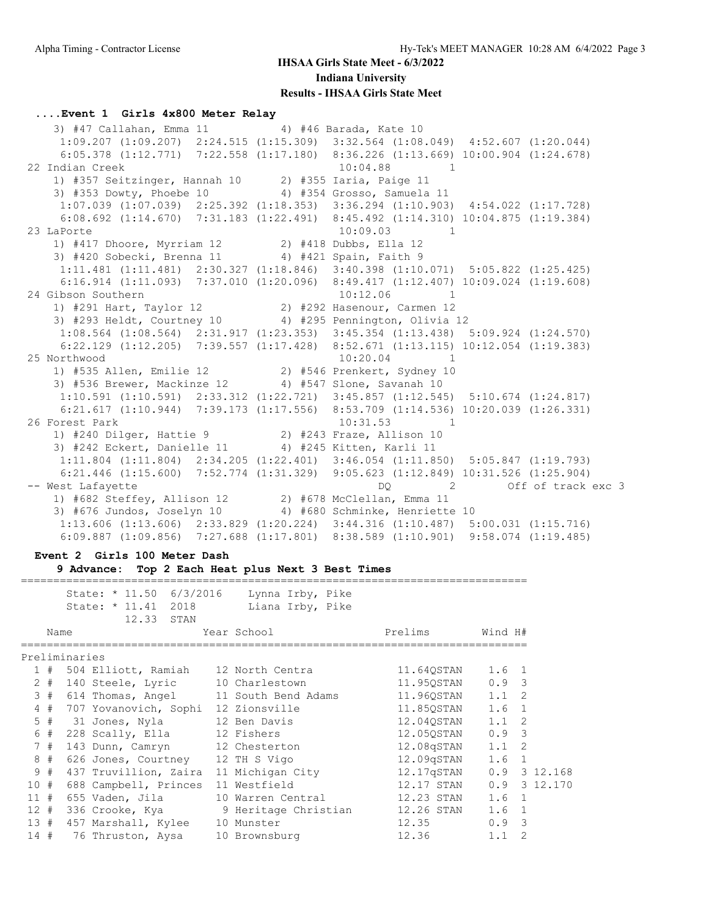## IHSAA Girls State Meet - 6/3/2022

### Indiana University

### Results - IHSAA Girls State Meet

#### ....Event 1 Girls 4x800 Meter Relay

```
    3) #47 Callahan, Emma 11          4) #46 Barada, Kate 10
     1:09.207 (1:09.207)  2:24.515 (1:15.309)  3:32.564 (1:08.049)  4:52.607 (1:20.044)
     6:05.378 (1:12.771)  7:22.558 (1:17.180)  8:36.226 (1:13.669) 10:00.904 (1:24.678)
 22 Indian Creek                                   10:04.88        1
    1) #357 Seitzinger, Hannah 10      2) #355 Iaria, Paige 11
    3) #353 Dowty, Phoebe 10           4) #354 Grosso, Samuela 11
     1:07.039 (1:07.039)  2:25.392 (1:18.353)  3:36.294 (1:10.903)  4:54.022 (1:17.728)
     6:08.692 (1:14.670)  7:31.183 (1:22.491)  8:45.492 (1:14.310) 10:04.875 (1:19.384)
 23 LaPorte                                        10:09.03        1
    1) #417 Dhoore, Myrriam 12         2) #418 Dubbs, Ella 12
    3) #420 Sobecki, Brenna 11         4) #421 Spain, Faith 9
     1:11.481 (1:11.481)  2:30.327 (1:18.846)  3:40.398 (1:10.071)  5:05.822 (1:25.425)
     6:16.914 (1:11.093)  7:37.010 (1:20.096)  8:49.417 (1:12.407) 10:09.024 (1:19.608)
 24 Gibson Southern                                10:12.06        1
    1) #291 Hart, Taylor 12            2) #292 Hasenour, Carmen 12
    3) #293 Heldt, Courtney 10         4) #295 Pennington, Olivia 12
     1:08.564 (1:08.564)  2:31.917 (1:23.353)  3:45.354 (1:13.438)  5:09.924 (1:24.570)
     6:22.129 (1:12.205)  7:39.557 (1:17.428)  8:52.671 (1:13.115) 10:12.054 (1:19.383)
 25 Northwood                                      10:20.04        1
    1) #535 Allen, Emilie 12           2) #546 Prenkert, Sydney 10
    3) #536 Brewer, Mackinze 12        4) #547 Slone, Savanah 10
     1:10.591 (1:10.591)  2:33.312 (1:22.721)  3:45.857 (1:12.545)  5:10.674 (1:24.817)
     6:21.617 (1:10.944)  7:39.173 (1:17.556)  8:53.709 (1:14.536) 10:20.039 (1:26.331)
 26 Forest Park                                    10:31.53        1
    1) #240 Dilger, Hattie 9           2) #243 Fraze, Allison 10
    3) #242 Eckert, Danielle 11        4) #245 Kitten, Karli 11
     1:11.804 (1:11.804)  2:34.205 (1:22.401)  3:46.054 (1:11.850)  5:05.847 (1:19.793)
     6:21.446 (1:15.600)  7:52.774 (1:31.329)  9:05.623 (1:12.849) 10:31.526 (1:25.904)
 -- West Lafayette                                      DQ         2        Off of track exc 3
    1) #682 Steffey, Allison 12        2) #678 McClellan, Emma 11
    3) #676 Jundos, Joselyn 10         4) #680 Schminke, Henriette 10
     1:13.606 (1:13.606)  2:33.829 (1:20.224)  3:44.316 (1:10.487)  5:00.031 (1:15.716)
     6:09.887 (1:09.856)  7:27.688 (1:17.801)  8:38.589 (1:10.901)  9:58.074 (1:19.485)
```

#### Event 2 Girls 100 Meter Dash

9 Advance: Top 2 Each Heat plus Next 3 Best Times

```
==========================================================================
       State: * 11.50  6/3/2016    Lynna Irby, Pike
       State: * 11.41  2018        Liana Irby, Pike
              12.33  STAN
    Name                    Year School                Prelims      Wind H#
==========================================================================
Preliminaries
  1 #  504 Elliott, Ramiah    12 North Centra          11.64QSTAN    1.6  1
  2 #  140 Steele, Lyric      10 Charlestown           11.95QSTAN    0.9  3
  3 #  614 Thomas, Angel      11 South Bend Adams      11.96QSTAN    1.1  2
  4 #  707 Yovanovich, Sophi  12 Zionsville            11.85QSTAN    1.6  1
  5 #   31 Jones, Nyla        12 Ben Davis             12.04QSTAN    1.1  2
  6 #  228 Scally, Ella       12 Fishers               12.05QSTAN    0.9  3
  7 #  143 Dunn, Camryn       12 Chesterton            12.08qSTAN    1.1  2
  8 #  626 Jones, Courtney    12 TH S Vigo             12.09qSTAN    1.6  1
  9 #  437 Truvillion, Zaira  11 Michigan City         12.17qSTAN    0.9  3 12.168
 10 #  688 Campbell, Princes  11 Westfield             12.17 STAN    0.9  3 12.170
 11 #  655 Vaden, Jila        10 Warren Central        12.23 STAN    1.6  1
 12 #  336 Crooke, Kya         9 Heritage Christian    12.26 STAN    1.6  1
 13 #  457 Marshall, Kylee    10 Munster               12.35         0.9  3
 14 #   76 Thruston, Aysa     10 Brownsburg            12.36         1.1  2
```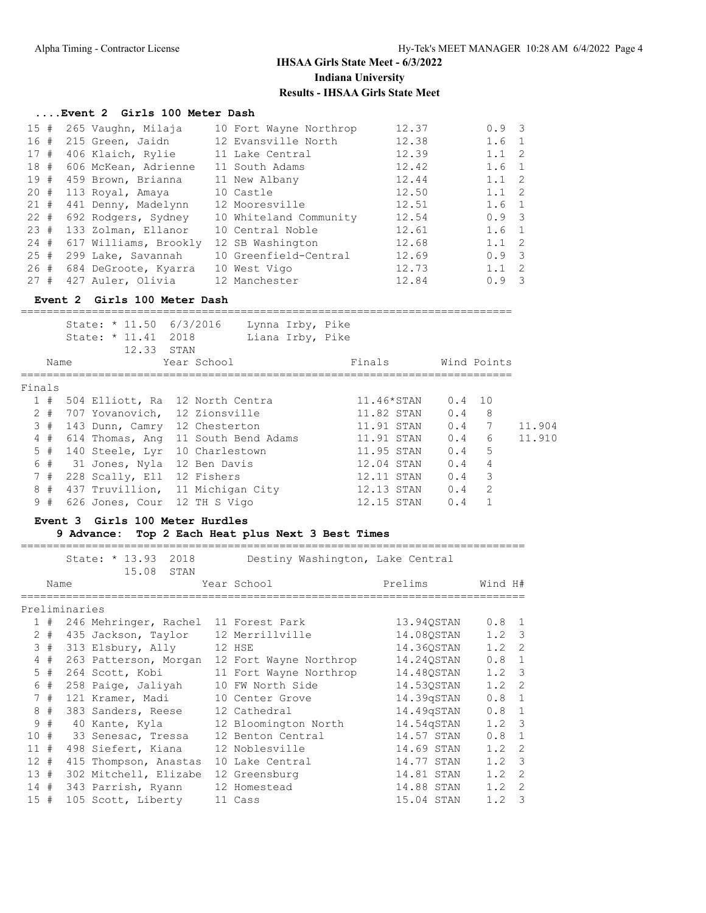## IHSAA Girls State Meet - 6/3/2022
## Indiana University
## Results - IHSAA Girls State Meet

### ....Event 2 Girls 100 Meter Dash

| Place | # | Comp# | Name | Year | School | Prelims | Wind | H# |
|---|---|---|---|---|---|---|---|---|
| 15 | # | 265 | Vaughn, Milaja | 10 | Fort Wayne Northrop | 12.37 | 0.9 | 3 |
| 16 | # | 215 | Green, Jaidn | 12 | Evansville North | 12.38 | 1.6 | 1 |
| 17 | # | 406 | Klaich, Rylie | 11 | Lake Central | 12.39 | 1.1 | 2 |
| 18 | # | 606 | McKean, Adrienne | 11 | South Adams | 12.42 | 1.6 | 1 |
| 19 | # | 459 | Brown, Brianna | 11 | New Albany | 12.44 | 1.1 | 2 |
| 20 | # | 113 | Royal, Amaya | 10 | Castle | 12.50 | 1.1 | 2 |
| 21 | # | 441 | Denny, Madelynn | 12 | Mooresville | 12.51 | 1.6 | 1 |
| 22 | # | 692 | Rodgers, Sydney | 10 | Whiteland Community | 12.54 | 0.9 | 3 |
| 23 | # | 133 | Zolman, Ellanor | 10 | Central Noble | 12.61 | 1.6 | 1 |
| 24 | # | 617 | Williams, Brookly | 12 | SB Washington | 12.68 | 1.1 | 2 |
| 25 | # | 299 | Lake, Savannah | 10 | Greenfield-Central | 12.69 | 0.9 | 3 |
| 26 | # | 684 | DeGroote, Kyarra | 10 | West Vigo | 12.73 | 1.1 | 2 |
| 27 | # | 427 | Auler, Olivia | 12 | Manchester | 12.84 | 0.9 | 3 |

### Event 2 Girls 100 Meter Dash

State: * 11.50 6/3/2016 Lynna Irby, Pike
State: * 11.41 2018 Liana Irby, Pike
12.33 STAN

**Finals**

| Place | # | Comp# | Name | Year | School | Finals | Wind | Points | |
|---|---|---|---|---|---|---|---|---|---|
| 1 | # | 504 | Elliott, Ra | 12 | North Centra | 11.46*STAN | 0.4 | 10 | |
| 2 | # | 707 | Yovanovich, | 12 | Zionsville | 11.82 STAN | 0.4 | 8 | |
| 3 | # | 143 | Dunn, Camry | 12 | Chesterton | 11.91 STAN | 0.4 | 7 | 11.904 |
| 4 | # | 614 | Thomas, Ang | 11 | South Bend Adams | 11.91 STAN | 0.4 | 6 | 11.910 |
| 5 | # | 140 | Steele, Lyr | 10 | Charlestown | 11.95 STAN | 0.4 | 5 | |
| 6 | # | 31 | Jones, Nyla | 12 | Ben Davis | 12.04 STAN | 0.4 | 4 | |
| 7 | # | 228 | Scally, Ell | 12 | Fishers | 12.11 STAN | 0.4 | 3 | |
| 8 | # | 437 | Truvillion, | 11 | Michigan City | 12.13 STAN | 0.4 | 2 | |
| 9 | # | 626 | Jones, Cour | 12 | TH S Vigo | 12.15 STAN | 0.4 | 1 | |

### Event 3 Girls 100 Meter Hurdles

**9 Advance: Top 2 Each Heat plus Next 3 Best Times**

State: * 13.93 2018 Destiny Washington, Lake Central
15.08 STAN

**Preliminaries**

| Place | # | Comp# | Name | Year | School | Prelims | Wind | H# |
|---|---|---|---|---|---|---|---|---|
| 1 | # | 246 | Mehringer, Rachel | 11 | Forest Park | 13.94QSTAN | 0.8 | 1 |
| 2 | # | 435 | Jackson, Taylor | 12 | Merrillville | 14.08QSTAN | 1.2 | 3 |
| 3 | # | 313 | Elsbury, Ally | 12 | HSE | 14.36QSTAN | 1.2 | 2 |
| 4 | # | 263 | Patterson, Morgan | 12 | Fort Wayne Northrop | 14.24QSTAN | 0.8 | 1 |
| 5 | # | 264 | Scott, Kobi | 11 | Fort Wayne Northrop | 14.48QSTAN | 1.2 | 3 |
| 6 | # | 258 | Paige, Jaliyah | 10 | FW North Side | 14.53QSTAN | 1.2 | 2 |
| 7 | # | 121 | Kramer, Madi | 10 | Center Grove | 14.39qSTAN | 0.8 | 1 |
| 8 | # | 383 | Sanders, Reese | 12 | Cathedral | 14.49qSTAN | 0.8 | 1 |
| 9 | # | 40 | Kante, Kyla | 12 | Bloomington North | 14.54qSTAN | 1.2 | 3 |
| 10 | # | 33 | Senesac, Tressa | 12 | Benton Central | 14.57 STAN | 0.8 | 1 |
| 11 | # | 498 | Siefert, Kiana | 12 | Noblesville | 14.69 STAN | 1.2 | 2 |
| 12 | # | 415 | Thompson, Anastas | 10 | Lake Central | 14.77 STAN | 1.2 | 3 |
| 13 | # | 302 | Mitchell, Elizabe | 12 | Greensburg | 14.81 STAN | 1.2 | 2 |
| 14 | # | 343 | Parrish, Ryann | 12 | Homestead | 14.88 STAN | 1.2 | 2 |
| 15 | # | 105 | Scott, Liberty | 11 | Cass | 15.04 STAN | 1.2 | 3 |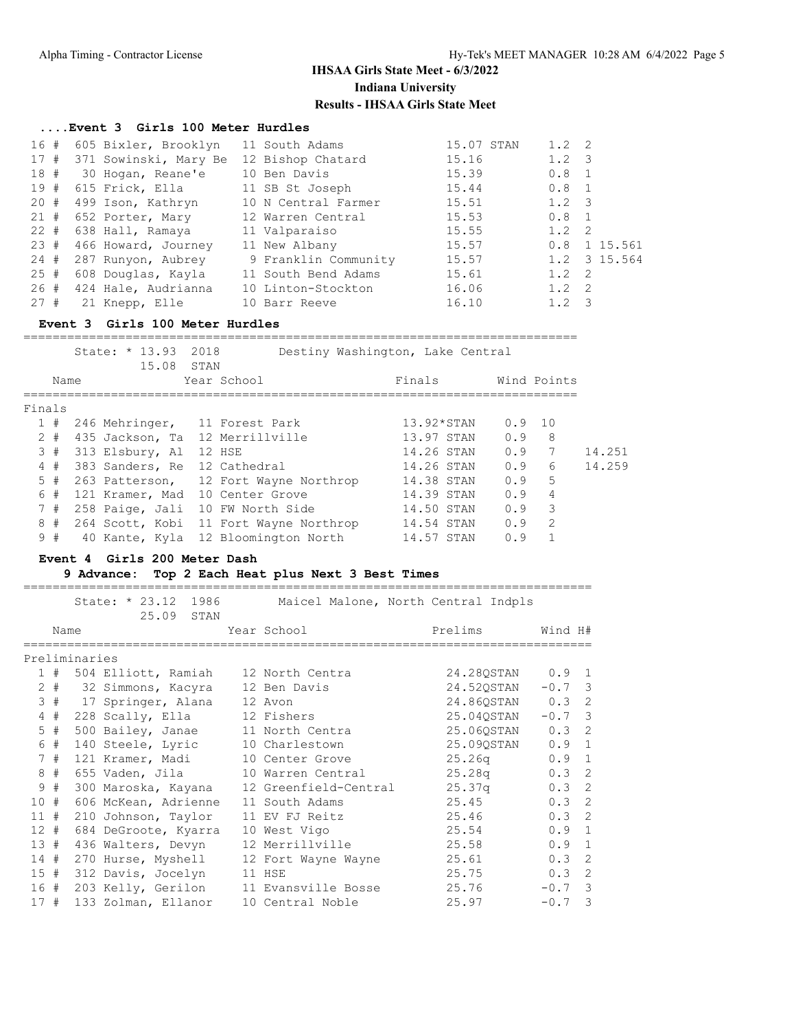## IHSAA Girls State Meet - 6/3/2022

## Indiana University

## Results - IHSAA Girls State Meet

### ....Event 3 Girls 100 Meter Hurdles

| Place | | Comp# | Name | Year | School | Time | | Wind | H# | |
|---|---|---|---|---|---|---|---|---|---|---|
| 16 | # | 605 | Bixler, Brooklyn | 11 | South Adams | 15.07 | STAN | 1.2 | 2 | |
| 17 | # | 371 | Sowinski, Mary Be | 12 | Bishop Chatard | 15.16 | | 1.2 | 3 | |
| 18 | # | 30 | Hogan, Reane'e | 10 | Ben Davis | 15.39 | | 0.8 | 1 | |
| 19 | # | 615 | Frick, Ella | 11 | SB St Joseph | 15.44 | | 0.8 | 1 | |
| 20 | # | 499 | Ison, Kathryn | 10 | N Central Farmer | 15.51 | | 1.2 | 3 | |
| 21 | # | 652 | Porter, Mary | 12 | Warren Central | 15.53 | | 0.8 | 1 | |
| 22 | # | 638 | Hall, Ramaya | 11 | Valparaiso | 15.55 | | 1.2 | 2 | |
| 23 | # | 466 | Howard, Journey | 11 | New Albany | 15.57 | | 0.8 | 1 | 15.561 |
| 24 | # | 287 | Runyon, Aubrey | 9 | Franklin Community | 15.57 | | 1.2 | 3 | 15.564 |
| 25 | # | 608 | Douglas, Kayla | 11 | South Bend Adams | 15.61 | | 1.2 | 2 | |
| 26 | # | 424 | Hale, Audrianna | 10 | Linton-Stockton | 16.06 | | 1.2 | 2 | |
| 27 | # | 21 | Knepp, Elle | 10 | Barr Reeve | 16.10 | | 1.2 | 3 | |

### Event 3 Girls 100 Meter Hurdles

State: * 13.93 2018 Destiny Washington, Lake Central
15.08 STAN

**Finals**

| Place | | Comp# | Name | Year | School | Finals | | Wind | Points | |
|---|---|---|---|---|---|---|---|---|---|---|
| 1 | # | 246 | Mehringer, | 11 | Forest Park | 13.92* | STAN | 0.9 | 10 | |
| 2 | # | 435 | Jackson, Ta | 12 | Merrillville | 13.97 | STAN | 0.9 | 8 | |
| 3 | # | 313 | Elsbury, Al | 12 | HSE | 14.26 | STAN | 0.9 | 7 | 14.251 |
| 4 | # | 383 | Sanders, Re | 12 | Cathedral | 14.26 | STAN | 0.9 | 6 | 14.259 |
| 5 | # | 263 | Patterson, | 12 | Fort Wayne Northrop | 14.38 | STAN | 0.9 | 5 | |
| 6 | # | 121 | Kramer, Mad | 10 | Center Grove | 14.39 | STAN | 0.9 | 4 | |
| 7 | # | 258 | Paige, Jali | 10 | FW North Side | 14.50 | STAN | 0.9 | 3 | |
| 8 | # | 264 | Scott, Kobi | 11 | Fort Wayne Northrop | 14.54 | STAN | 0.9 | 2 | |
| 9 | # | 40 | Kante, Kyla | 12 | Bloomington North | 14.57 | STAN | 0.9 | 1 | |

### Event 4 Girls 200 Meter Dash

**9 Advance: Top 2 Each Heat plus Next 3 Best Times**

State: * 23.12 1986 Maicel Malone, North Central Indpls
25.09 STAN

**Preliminaries**

| Place | | Comp# | Name | Year | School | Prelims | | Wind | H# |
|---|---|---|---|---|---|---|---|---|---|
| 1 | # | 504 | Elliott, Ramiah | 12 | North Centra | 24.28Q | STAN | 0.9 | 1 |
| 2 | # | 32 | Simmons, Kacyra | 12 | Ben Davis | 24.52Q | STAN | -0.7 | 3 |
| 3 | # | 17 | Springer, Alana | 12 | Avon | 24.86Q | STAN | 0.3 | 2 |
| 4 | # | 228 | Scally, Ella | 12 | Fishers | 25.04Q | STAN | -0.7 | 3 |
| 5 | # | 500 | Bailey, Janae | 11 | North Centra | 25.06Q | STAN | 0.3 | 2 |
| 6 | # | 140 | Steele, Lyric | 10 | Charlestown | 25.09Q | STAN | 0.9 | 1 |
| 7 | # | 121 | Kramer, Madi | 10 | Center Grove | 25.26q | | 0.9 | 1 |
| 8 | # | 655 | Vaden, Jila | 10 | Warren Central | 25.28q | | 0.3 | 2 |
| 9 | # | 300 | Maroska, Kayana | 12 | Greenfield-Central | 25.37q | | 0.3 | 2 |
| 10 | # | 606 | McKean, Adrienne | 11 | South Adams | 25.45 | | 0.3 | 2 |
| 11 | # | 210 | Johnson, Taylor | 11 | EV FJ Reitz | 25.46 | | 0.3 | 2 |
| 12 | # | 684 | DeGroote, Kyarra | 10 | West Vigo | 25.54 | | 0.9 | 1 |
| 13 | # | 436 | Walters, Devyn | 12 | Merrillville | 25.58 | | 0.9 | 1 |
| 14 | # | 270 | Hurse, Myshell | 12 | Fort Wayne Wayne | 25.61 | | 0.3 | 2 |
| 15 | # | 312 | Davis, Jocelyn | 11 | HSE | 25.75 | | 0.3 | 2 |
| 16 | # | 203 | Kelly, Gerilon | 11 | Evansville Bosse | 25.76 | | -0.7 | 3 |
| 17 | # | 133 | Zolman, Ellanor | 10 | Central Noble | 25.97 | | -0.7 | 3 |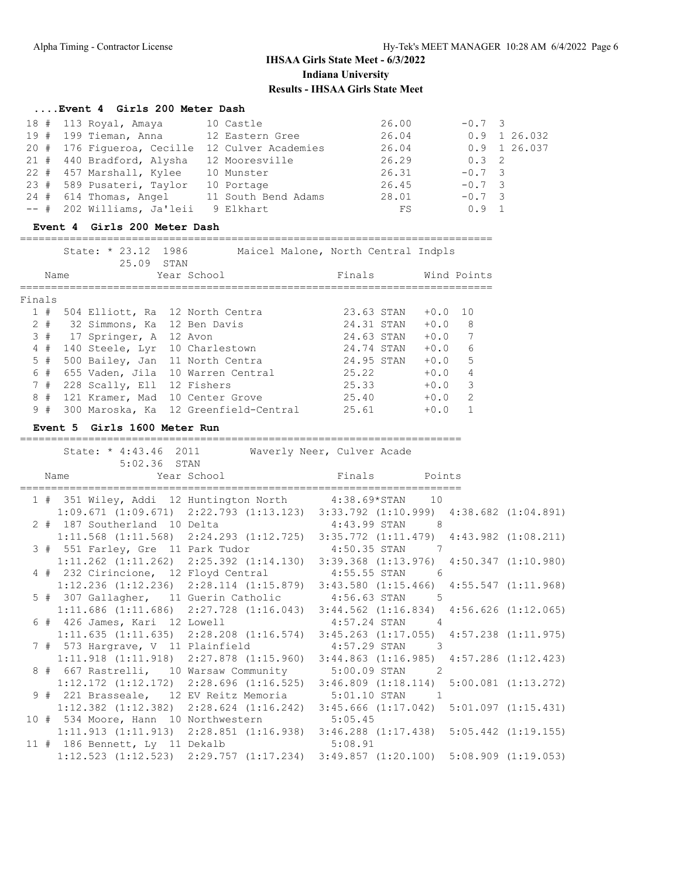## IHSAA Girls State Meet - 6/3/2022

**Indiana University**

**Results - IHSAA Girls State Meet**

### ....Event 4 Girls 200 Meter Dash

| Place | # | Comp# | Name | Year | School | Finals | Wind | Heat | Tiebreak |
|---|---|---|---|---|---|---|---|---|---|
| 18 | # | 113 | Royal, Amaya | 10 | Castle | 26.00 | -0.7 | 3 | |
| 19 | # | 199 | Tieman, Anna | 12 | Eastern Gree | 26.04 | 0.9 | 1 | 26.032 |
| 20 | # | 176 | Figueroa, Cecille | 12 | Culver Academies | 26.04 | 0.9 | 1 | 26.037 |
| 21 | # | 440 | Bradford, Alysha | 12 | Mooresville | 26.29 | 0.3 | 2 | |
| 22 | # | 457 | Marshall, Kylee | 10 | Munster | 26.31 | -0.7 | 3 | |
| 23 | # | 589 | Pusateri, Taylor | 10 | Portage | 26.45 | -0.7 | 3 | |
| 24 | # | 614 | Thomas, Angel | 11 | South Bend Adams | 28.01 | -0.7 | 3 | |
| -- | # | 202 | Williams, Ja'leii | 9 | Elkhart | FS | 0.9 | 1 | |

### Event 4 Girls 200 Meter Dash

State: * 23.12 1986 Maicel Malone, North Central Indpls
25.09 STAN

Finals

| Place | # | Comp# | Name | Year | School | Finals | | Wind | Points |
|---|---|---|---|---|---|---|---|---|---|
| 1 | # | 504 | Elliott, Ra | 12 | North Centra | 23.63 | STAN | +0.0 | 10 |
| 2 | # | 32 | Simmons, Ka | 12 | Ben Davis | 24.31 | STAN | +0.0 | 8 |
| 3 | # | 17 | Springer, A | 12 | Avon | 24.63 | STAN | +0.0 | 7 |
| 4 | # | 140 | Steele, Lyr | 10 | Charlestown | 24.74 | STAN | +0.0 | 6 |
| 5 | # | 500 | Bailey, Jan | 11 | North Centra | 24.95 | STAN | +0.0 | 5 |
| 6 | # | 655 | Vaden, Jila | 10 | Warren Central | 25.22 | | +0.0 | 4 |
| 7 | # | 228 | Scally, Ell | 12 | Fishers | 25.33 | | +0.0 | 3 |
| 8 | # | 121 | Kramer, Mad | 10 | Center Grove | 25.40 | | +0.0 | 2 |
| 9 | # | 300 | Maroska, Ka | 12 | Greenfield-Central | 25.61 | | +0.0 | 1 |

### Event 5 Girls 1600 Meter Run

State: * 4:43.46 2011 Waverly Neer, Culver Acade
5:02.36 STAN

| Place | # | Comp# | Name | Year | School | Finals | | Points |
|---|---|---|---|---|---|---|---|---|
| 1 | # | 351 | Wiley, Addi | 12 | Huntington North | 4:38.69* | STAN | 10 |
| | | | 1:09.671 (1:09.671) | | 2:22.793 (1:13.123) | 3:33.792 (1:10.999) | | 4:38.682 (1:04.891) |
| 2 | # | 187 | Southerland | 10 | Delta | 4:43.99 | STAN | 8 |
| | | | 1:11.568 (1:11.568) | | 2:24.293 (1:12.725) | 3:35.772 (1:11.479) | | 4:43.982 (1:08.211) |
| 3 | # | 551 | Farley, Gre | 11 | Park Tudor | 4:50.35 | STAN | 7 |
| | | | 1:11.262 (1:11.262) | | 2:25.392 (1:14.130) | 3:39.368 (1:13.976) | | 4:50.347 (1:10.980) |
| 4 | # | 232 | Cirincione, | 12 | Floyd Central | 4:55.55 | STAN | 6 |
| | | | 1:12.236 (1:12.236) | | 2:28.114 (1:15.879) | 3:43.580 (1:15.466) | | 4:55.547 (1:11.968) |
| 5 | # | 307 | Gallagher, | 11 | Guerin Catholic | 4:56.63 | STAN | 5 |
| | | | 1:11.686 (1:11.686) | | 2:27.728 (1:16.043) | 3:44.562 (1:16.834) | | 4:56.626 (1:12.065) |
| 6 | # | 426 | James, Kari | 12 | Lowell | 4:57.24 | STAN | 4 |
| | | | 1:11.635 (1:11.635) | | 2:28.208 (1:16.574) | 3:45.263 (1:17.055) | | 4:57.238 (1:11.975) |
| 7 | # | 573 | Hargrave, V | 11 | Plainfield | 4:57.29 | STAN | 3 |
| | | | 1:11.918 (1:11.918) | | 2:27.878 (1:15.960) | 3:44.863 (1:16.985) | | 4:57.286 (1:12.423) |
| 8 | # | 667 | Rastrelli, | 10 | Warsaw Community | 5:00.09 | STAN | 2 |
| | | | 1:12.172 (1:12.172) | | 2:28.696 (1:16.525) | 3:46.809 (1:18.114) | | 5:00.081 (1:13.272) |
| 9 | # | 221 | Brasseale, | 12 | EV Reitz Memoria | 5:01.10 | STAN | 1 |
| | | | 1:12.382 (1:12.382) | | 2:28.624 (1:16.242) | 3:45.666 (1:17.042) | | 5:01.097 (1:15.431) |
| 10 | # | 534 | Moore, Hann | 10 | Northwestern | 5:05.45 | | |
| | | | 1:11.913 (1:11.913) | | 2:28.851 (1:16.938) | 3:46.288 (1:17.438) | | 5:05.442 (1:19.155) |
| 11 | # | 186 | Bennett, Ly | 11 | Dekalb | 5:08.91 | | |
| | | | 1:12.523 (1:12.523) | | 2:29.757 (1:17.234) | 3:49.857 (1:20.100) | | 5:08.909 (1:19.053) |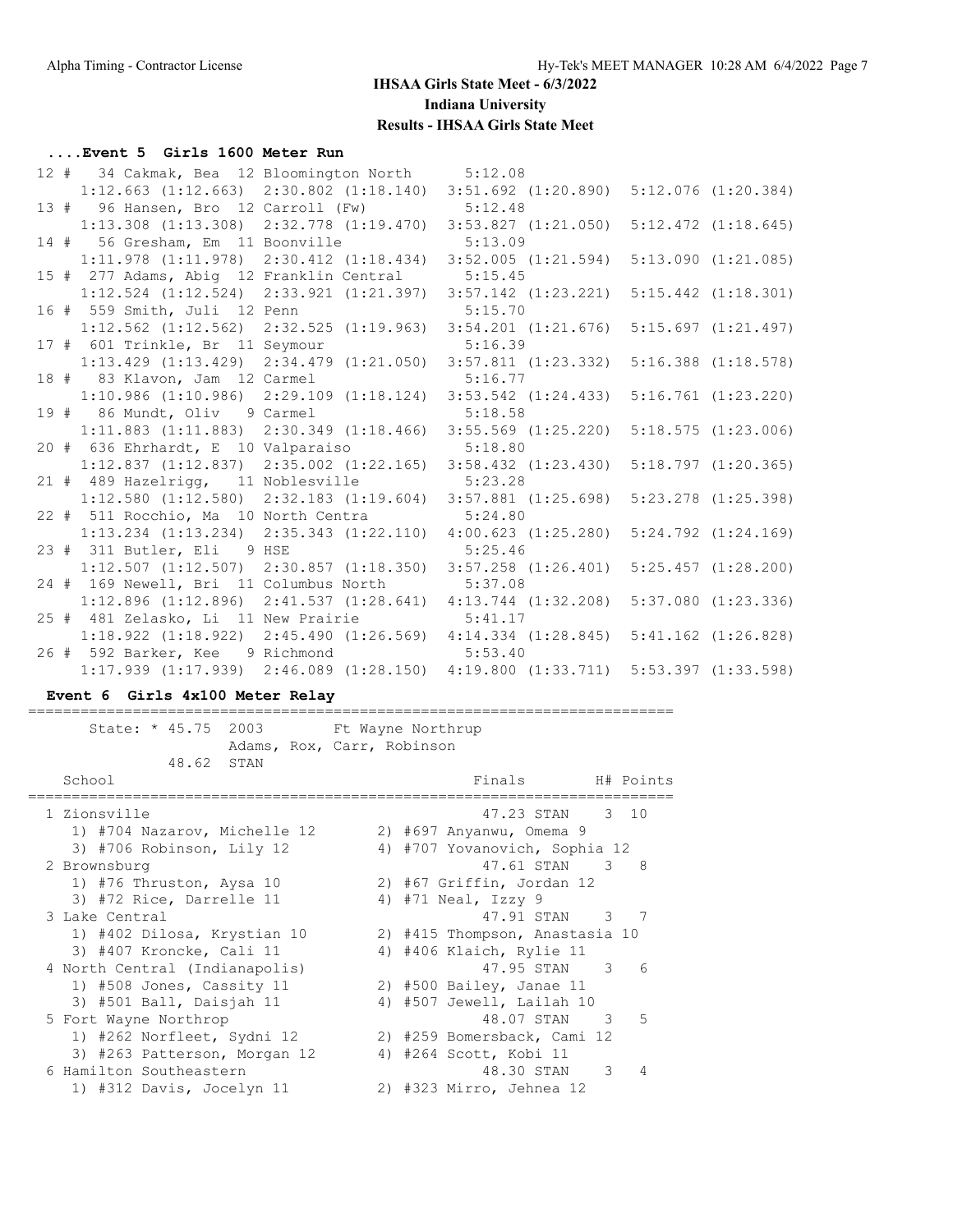# IHSAA Girls State Meet - 6/3/2022

## Indiana University

## Results - IHSAA Girls State Meet

### ....Event 5 Girls 1600 Meter Run

```
 12 #   34 Cakmak, Bea  12 Bloomington North     5:12.08
     1:12.663 (1:12.663)  2:30.802 (1:18.140)  3:51.692 (1:20.890)  5:12.076 (1:20.384)
 13 #   96 Hansen, Bro  12 Carroll (Fw)          5:12.48
     1:13.308 (1:13.308)  2:32.778 (1:19.470)  3:53.827 (1:21.050)  5:12.472 (1:18.645)
 14 #   56 Gresham, Em  11 Boonville             5:13.09
     1:11.978 (1:11.978)  2:30.412 (1:18.434)  3:52.005 (1:21.594)  5:13.090 (1:21.085)
 15 #  277 Adams, Abig  12 Franklin Central      5:15.45
     1:12.524 (1:12.524)  2:33.921 (1:21.397)  3:57.142 (1:23.221)  5:15.442 (1:18.301)
 16 #  559 Smith, Juli  12 Penn                  5:15.70
     1:12.562 (1:12.562)  2:32.525 (1:19.963)  3:54.201 (1:21.676)  5:15.697 (1:21.497)
 17 #  601 Trinkle, Br  11 Seymour               5:16.39
     1:13.429 (1:13.429)  2:34.479 (1:21.050)  3:57.811 (1:23.332)  5:16.388 (1:18.578)
 18 #   83 Klavon, Jam  12 Carmel                5:16.77
     1:10.986 (1:10.986)  2:29.109 (1:18.124)  3:53.542 (1:24.433)  5:16.761 (1:23.220)
 19 #   86 Mundt, Oliv   9 Carmel                5:18.58
     1:11.883 (1:11.883)  2:30.349 (1:18.466)  3:55.569 (1:25.220)  5:18.575 (1:23.006)
 20 #  636 Ehrhardt, E  10 Valparaiso            5:18.80
     1:12.837 (1:12.837)  2:35.002 (1:22.165)  3:58.432 (1:23.430)  5:18.797 (1:20.365)
 21 #  489 Hazelrigg,   11 Noblesville           5:23.28
     1:12.580 (1:12.580)  2:32.183 (1:19.604)  3:57.881 (1:25.698)  5:23.278 (1:25.398)
 22 #  511 Rocchio, Ma  10 North Centra          5:24.80
     1:13.234 (1:13.234)  2:35.343 (1:22.110)  4:00.623 (1:25.280)  5:24.792 (1:24.169)
 23 #  311 Butler, Eli   9 HSE                   5:25.46
     1:12.507 (1:12.507)  2:30.857 (1:18.350)  3:57.258 (1:26.401)  5:25.457 (1:28.200)
 24 #  169 Newell, Bri  11 Columbus North        5:37.08
     1:12.896 (1:12.896)  2:41.537 (1:28.641)  4:13.744 (1:32.208)  5:37.080 (1:23.336)
 25 #  481 Zelasko, Li  11 New Prairie           5:41.17
     1:18.922 (1:18.922)  2:45.490 (1:26.569)  4:14.334 (1:28.845)  5:41.162 (1:26.828)
 26 #  592 Barker, Kee   9 Richmond              5:53.40
     1:17.939 (1:17.939)  2:46.089 (1:28.150)  4:19.800 (1:33.711)  5:53.397 (1:33.598)
```

### Event 6 Girls 4x100 Meter Relay

```
========================================================================
      State: * 45.75  2003        Ft Wayne Northrup
                 Adams, Rox, Carr, Robinson
             48.62  STAN
   School                                            Finals       H# Points
========================================================================
  1 Zionsville                                      47.23 STAN    3  10
     1) #704 Nazarov, Michelle 12       2) #697 Anyanwu, Omema 9
     3) #706 Robinson, Lily 12          4) #707 Yovanovich, Sophia 12
  2 Brownsburg                                      47.61 STAN    3   8
     1) #76 Thruston, Aysa 10           2) #67 Griffin, Jordan 12
     3) #72 Rice, Darrelle 11           4) #71 Neal, Izzy 9
  3 Lake Central                                    47.91 STAN    3   7
     1) #402 Dilosa, Krystian 10        2) #415 Thompson, Anastasia 10
     3) #407 Kroncke, Cali 11           4) #406 Klaich, Rylie 11
  4 North Central (Indianapolis)                    47.95 STAN    3   6
     1) #508 Jones, Cassity 11          2) #500 Bailey, Janae 11
     3) #501 Ball, Daisjah 11           4) #507 Jewell, Lailah 10
  5 Fort Wayne Northrop                             48.07 STAN    3   5
     1) #262 Norfleet, Sydni 12         2) #259 Bomersback, Cami 12
     3) #263 Patterson, Morgan 12       4) #264 Scott, Kobi 11
  6 Hamilton Southeastern                           48.30 STAN    3   4
     1) #312 Davis, Jocelyn 11          2) #323 Mirro, Jehnea 12
```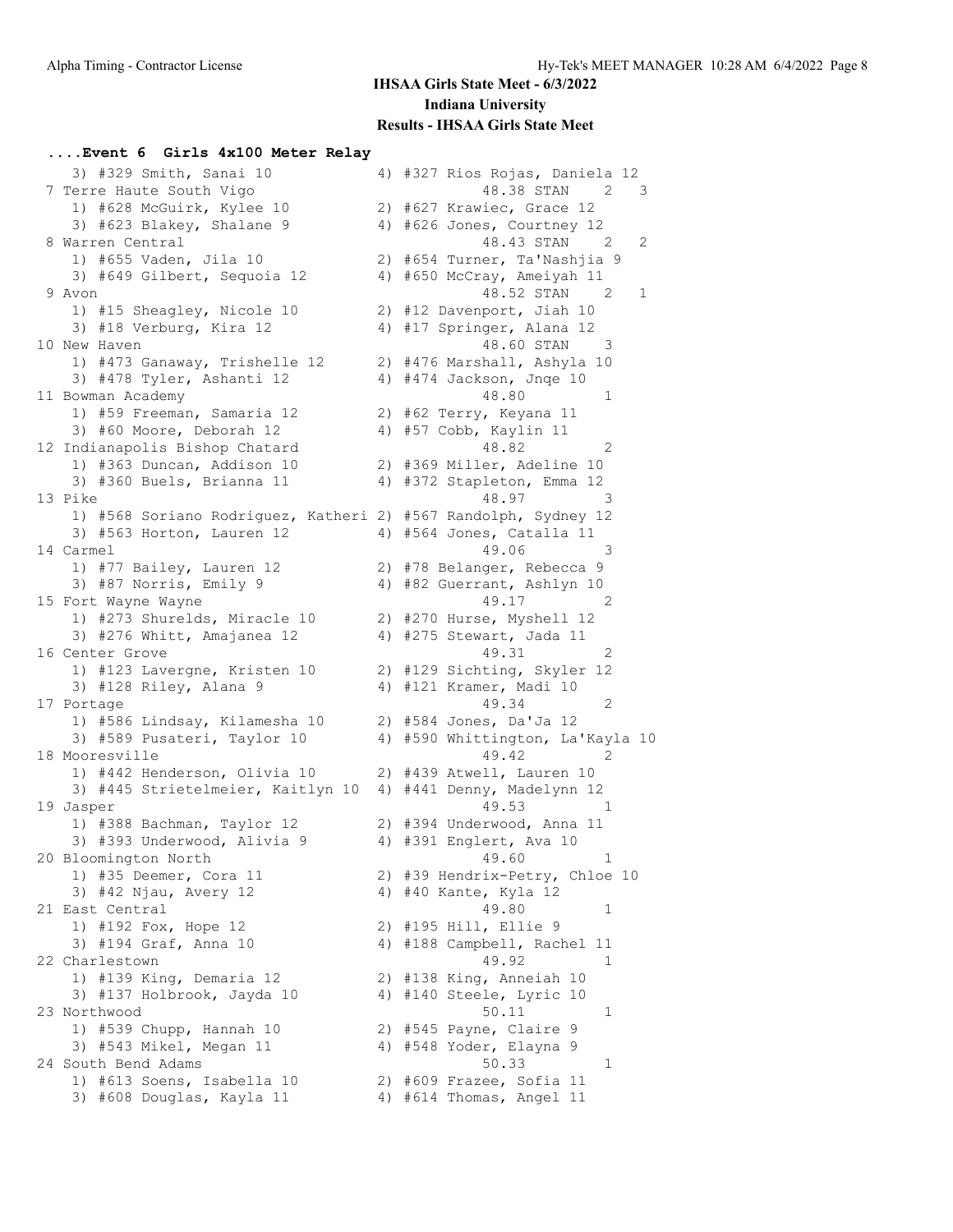**IHSAA Girls State Meet - 6/3/2022**

**Indiana University**

**Results - IHSAA Girls State Meet**

### ....Event 6 Girls 4x100 Meter Relay

```
   3) #329 Smith, Sanai 10            4) #327 Rios Rojas, Daniela 12
 7 Terre Haute South Vigo                        48.38 STAN    2   3
   1) #628 McGuirk, Kylee 10          2) #627 Krawiec, Grace 12
   3) #623 Blakey, Shalane 9          4) #626 Jones, Courtney 12
 8 Warren Central                                48.43 STAN    2   2
   1) #655 Vaden, Jila 10             2) #654 Turner, Ta'Nashjia 9
   3) #649 Gilbert, Sequoia 12        4) #650 McCray, Ameiyah 11
 9 Avon                                          48.52 STAN    2   1
   1) #15 Sheagley, Nicole 10         2) #12 Davenport, Jiah 10
   3) #18 Verburg, Kira 12            4) #17 Springer, Alana 12
10 New Haven                                     48.60 STAN    3
   1) #473 Ganaway, Trishelle 12      2) #476 Marshall, Ashyla 10
   3) #478 Tyler, Ashanti 12          4) #474 Jackson, Jnqe 10
11 Bowman Academy                                48.80         1
   1) #59 Freeman, Samaria 12         2) #62 Terry, Keyana 11
   3) #60 Moore, Deborah 12           4) #57 Cobb, Kaylin 11
12 Indianapolis Bishop Chatard                   48.82         2
   1) #363 Duncan, Addison 10         2) #369 Miller, Adeline 10
   3) #360 Buels, Brianna 11          4) #372 Stapleton, Emma 12
13 Pike                                          48.97         3
   1) #568 Soriano Rodriguez, Katheri 2) #567 Randolph, Sydney 12
   3) #563 Horton, Lauren 12          4) #564 Jones, Catalla 11
14 Carmel                                        49.06         3
   1) #77 Bailey, Lauren 12           2) #78 Belanger, Rebecca 9
   3) #87 Norris, Emily 9             4) #82 Guerrant, Ashlyn 10
15 Fort Wayne Wayne                              49.17         2
   1) #273 Shurelds, Miracle 10       2) #270 Hurse, Myshell 12
   3) #276 Whitt, Amajanea 12         4) #275 Stewart, Jada 11
16 Center Grove                                  49.31         2
   1) #123 Lavergne, Kristen 10       2) #129 Sichting, Skyler 12
   3) #128 Riley, Alana 9             4) #121 Kramer, Madi 10
17 Portage                                       49.34         2
   1) #586 Lindsay, Kilamesha 10      2) #584 Jones, Da'Ja 12
   3) #589 Pusateri, Taylor 10        4) #590 Whittington, La'Kayla 10
18 Mooresville                                   49.42         2
   1) #442 Henderson, Olivia 10       2) #439 Atwell, Lauren 10
   3) #445 Strietelmeier, Kaitlyn 10  4) #441 Denny, Madelynn 12
19 Jasper                                        49.53         1
   1) #388 Bachman, Taylor 12         2) #394 Underwood, Anna 11
   3) #393 Underwood, Alivia 9        4) #391 Englert, Ava 10
20 Bloomington North                             49.60         1
   1) #35 Deemer, Cora 11             2) #39 Hendrix-Petry, Chloe 10
   3) #42 Njau, Avery 12              4) #40 Kante, Kyla 12
21 East Central                                  49.80         1
   1) #192 Fox, Hope 12               2) #195 Hill, Ellie 9
   3) #194 Graf, Anna 10              4) #188 Campbell, Rachel 11
22 Charlestown                                   49.92         1
   1) #139 King, Demaria 12           2) #138 King, Anneiah 10
   3) #137 Holbrook, Jayda 10         4) #140 Steele, Lyric 10
23 Northwood                                     50.11         1
   1) #539 Chupp, Hannah 10           2) #545 Payne, Claire 9
   3) #543 Mikel, Megan 11            4) #548 Yoder, Elayna 9
24 South Bend Adams                              50.33         1
   1) #613 Soens, Isabella 10         2) #609 Frazee, Sofia 11
   3) #608 Douglas, Kayla 11          4) #614 Thomas, Angel 11
```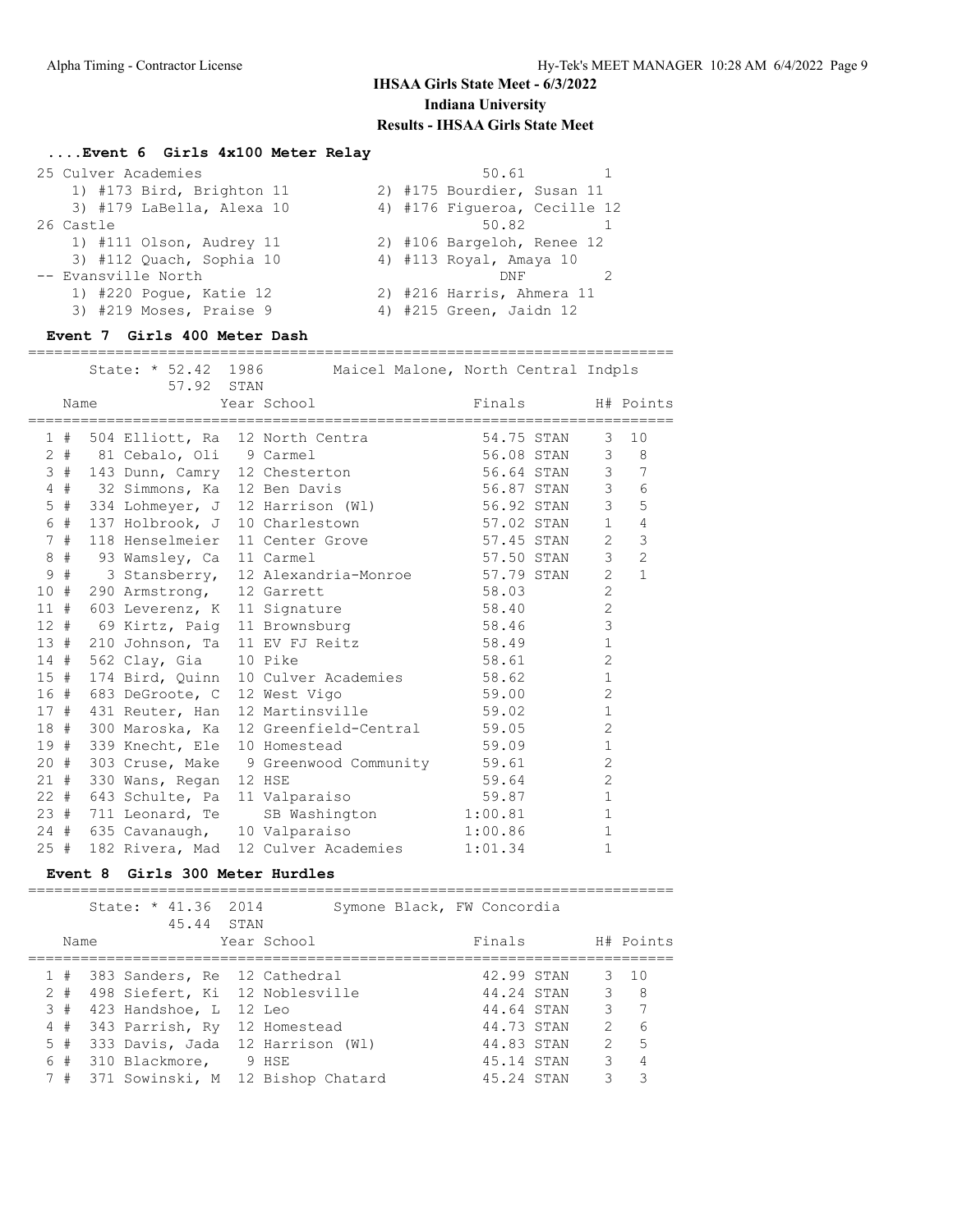## IHSAA Girls State Meet - 6/3/2022

**Indiana University**

**Results - IHSAA Girls State Meet**

### ....Event 6 Girls 4x100 Meter Relay

| Place | Team | Finals | H# |
|---|---|---|---|
| 25 | Culver Academies | 50.61 | 1 |
| | 1) #173 Bird, Brighton 11; 2) #175 Bourdier, Susan 11; 3) #179 LaBella, Alexa 10; 4) #176 Figueroa, Cecille 12 | | |
| 26 | Castle | 50.82 | 1 |
| | 1) #111 Olson, Audrey 11; 2) #106 Bargeloh, Renee 12; 3) #112 Quach, Sophia 10; 4) #113 Royal, Amaya 10 | | |
| -- | Evansville North | DNF | 2 |
| | 1) #220 Pogue, Katie 12; 2) #216 Harris, Ahmera 11; 3) #219 Moses, Praise 9; 4) #215 Green, Jaidn 12 | | |

### Event 7 Girls 400 Meter Dash

State: * 52.42 1986 Maicel Malone, North Central Indpls
57.92 STAN

| Place | | No. | Name | Year | School | Finals | | H# | Points |
|---|---|---|---|---|---|---|---|---|---|
| 1 | # | 504 | Elliott, Ra | 12 | North Centra | 54.75 | STAN | 3 | 10 |
| 2 | # | 81 | Cebalo, Oli | 9 | Carmel | 56.08 | STAN | 3 | 8 |
| 3 | # | 143 | Dunn, Camry | 12 | Chesterton | 56.64 | STAN | 3 | 7 |
| 4 | # | 32 | Simmons, Ka | 12 | Ben Davis | 56.87 | STAN | 3 | 6 |
| 5 | # | 334 | Lohmeyer, J | 12 | Harrison (Wl) | 56.92 | STAN | 3 | 5 |
| 6 | # | 137 | Holbrook, J | 10 | Charlestown | 57.02 | STAN | 1 | 4 |
| 7 | # | 118 | Henselmeier | 11 | Center Grove | 57.45 | STAN | 2 | 3 |
| 8 | # | 93 | Wamsley, Ca | 11 | Carmel | 57.50 | STAN | 3 | 2 |
| 9 | # | 3 | Stansberry, | 12 | Alexandria-Monroe | 57.79 | STAN | 2 | 1 |
| 10 | # | 290 | Armstrong, | 12 | Garrett | 58.03 | | 2 | |
| 11 | # | 603 | Leverenz, K | 11 | Signature | 58.40 | | 2 | |
| 12 | # | 69 | Kirtz, Paig | 11 | Brownsburg | 58.46 | | 3 | |
| 13 | # | 210 | Johnson, Ta | 11 | EV FJ Reitz | 58.49 | | 1 | |
| 14 | # | 562 | Clay, Gia | 10 | Pike | 58.61 | | 2 | |
| 15 | # | 174 | Bird, Quinn | 10 | Culver Academies | 58.62 | | 1 | |
| 16 | # | 683 | DeGroote, C | 12 | West Vigo | 59.00 | | 2 | |
| 17 | # | 431 | Reuter, Han | 12 | Martinsville | 59.02 | | 1 | |
| 18 | # | 300 | Maroska, Ka | 12 | Greenfield-Central | 59.05 | | 2 | |
| 19 | # | 339 | Knecht, Ele | 10 | Homestead | 59.09 | | 1 | |
| 20 | # | 303 | Cruse, Make | 9 | Greenwood Community | 59.61 | | 2 | |
| 21 | # | 330 | Wans, Regan | 12 | HSE | 59.64 | | 2 | |
| 22 | # | 643 | Schulte, Pa | 11 | Valparaiso | 59.87 | | 1 | |
| 23 | # | 711 | Leonard, Te | | SB Washington | 1:00.81 | | 1 | |
| 24 | # | 635 | Cavanaugh, | 10 | Valparaiso | 1:00.86 | | 1 | |
| 25 | # | 182 | Rivera, Mad | 12 | Culver Academies | 1:01.34 | | 1 | |

### Event 8 Girls 300 Meter Hurdles

State: * 41.36 2014 Symone Black, FW Concordia
45.44 STAN

| Place | | No. | Name | Year | School | Finals | | H# | Points |
|---|---|---|---|---|---|---|---|---|---|
| 1 | # | 383 | Sanders, Re | 12 | Cathedral | 42.99 | STAN | 3 | 10 |
| 2 | # | 498 | Siefert, Ki | 12 | Noblesville | 44.24 | STAN | 3 | 8 |
| 3 | # | 423 | Handshoe, L | 12 | Leo | 44.64 | STAN | 3 | 7 |
| 4 | # | 343 | Parrish, Ry | 12 | Homestead | 44.73 | STAN | 2 | 6 |
| 5 | # | 333 | Davis, Jada | 12 | Harrison (Wl) | 44.83 | STAN | 2 | 5 |
| 6 | # | 310 | Blackmore, | 9 | HSE | 45.14 | STAN | 3 | 4 |
| 7 | # | 371 | Sowinski, M | 12 | Bishop Chatard | 45.24 | STAN | 3 | 3 |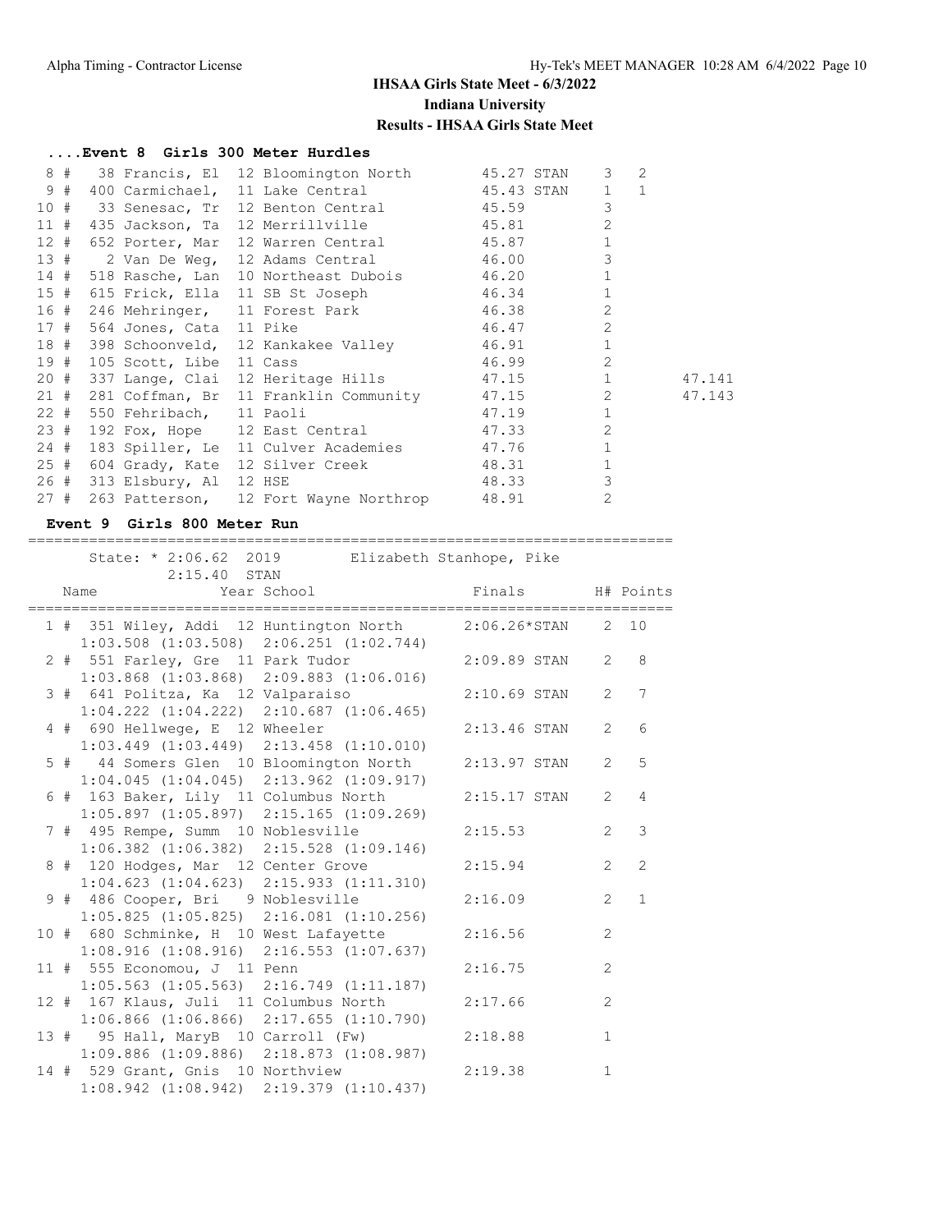# IHSAA Girls State Meet - 6/3/2022

## Indiana University

### Results - IHSAA Girls State Meet

#### ....Event 8 Girls 300 Meter Hurdles

| Place | # | Comp# | Name | Year | School | Finals | Mark | H# | Points | Tiebreak |
|---|---|---|---|---|---|---|---|---|---|---|
| 8 | # | 38 | Francis, El | 12 | Bloomington North | 45.27 | STAN | 3 | 2 | |
| 9 | # | 400 | Carmichael, | 11 | Lake Central | 45.43 | STAN | 1 | 1 | |
| 10 | # | 33 | Senesac, Tr | 12 | Benton Central | 45.59 | | 3 | | |
| 11 | # | 435 | Jackson, Ta | 12 | Merrillville | 45.81 | | 2 | | |
| 12 | # | 652 | Porter, Mar | 12 | Warren Central | 45.87 | | 1 | | |
| 13 | # | 2 | Van De Weg, | 12 | Adams Central | 46.00 | | 3 | | |
| 14 | # | 518 | Rasche, Lan | 10 | Northeast Dubois | 46.20 | | 1 | | |
| 15 | # | 615 | Frick, Ella | 11 | SB St Joseph | 46.34 | | 1 | | |
| 16 | # | 246 | Mehringer, | 11 | Forest Park | 46.38 | | 2 | | |
| 17 | # | 564 | Jones, Cata | 11 | Pike | 46.47 | | 2 | | |
| 18 | # | 398 | Schoonveld, | 12 | Kankakee Valley | 46.91 | | 1 | | |
| 19 | # | 105 | Scott, Libe | 11 | Cass | 46.99 | | 2 | | |
| 20 | # | 337 | Lange, Clai | 12 | Heritage Hills | 47.15 | | 1 | | 47.141 |
| 21 | # | 281 | Coffman, Br | 11 | Franklin Community | 47.15 | | 2 | | 47.143 |
| 22 | # | 550 | Fehribach, | 11 | Paoli | 47.19 | | 1 | | |
| 23 | # | 192 | Fox, Hope | 12 | East Central | 47.33 | | 2 | | |
| 24 | # | 183 | Spiller, Le | 11 | Culver Academies | 47.76 | | 1 | | |
| 25 | # | 604 | Grady, Kate | 12 | Silver Creek | 48.31 | | 1 | | |
| 26 | # | 313 | Elsbury, Al | 12 | HSE | 48.33 | | 3 | | |
| 27 | # | 263 | Patterson, | 12 | Fort Wayne Northrop | 48.91 | | 2 | | |

#### Event 9 Girls 800 Meter Run

State: * 2:06.62 2019 Elizabeth Stanhope, Pike
2:15.40 STAN

| Place | # | Comp# | Name | Year | School | Finals | H# | Points | Splits |
|---|---|---|---|---|---|---|---|---|---|
| 1 | # | 351 | Wiley, Addi | 12 | Huntington North | 2:06.26*STAN | 2 | 10 | 1:03.508 (1:03.508) 2:06.251 (1:02.744) |
| 2 | # | 551 | Farley, Gre | 11 | Park Tudor | 2:09.89 STAN | 2 | 8 | 1:03.868 (1:03.868) 2:09.883 (1:06.016) |
| 3 | # | 641 | Politza, Ka | 12 | Valparaiso | 2:10.69 STAN | 2 | 7 | 1:04.222 (1:04.222) 2:10.687 (1:06.465) |
| 4 | # | 690 | Hellwege, E | 12 | Wheeler | 2:13.46 STAN | 2 | 6 | 1:03.449 (1:03.449) 2:13.458 (1:10.010) |
| 5 | # | 44 | Somers Glen | 10 | Bloomington North | 2:13.97 STAN | 2 | 5 | 1:04.045 (1:04.045) 2:13.962 (1:09.917) |
| 6 | # | 163 | Baker, Lily | 11 | Columbus North | 2:15.17 STAN | 2 | 4 | 1:05.897 (1:05.897) 2:15.165 (1:09.269) |
| 7 | # | 495 | Rempe, Summ | 10 | Noblesville | 2:15.53 | 2 | 3 | 1:06.382 (1:06.382) 2:15.528 (1:09.146) |
| 8 | # | 120 | Hodges, Mar | 12 | Center Grove | 2:15.94 | 2 | 2 | 1:04.623 (1:04.623) 2:15.933 (1:11.310) |
| 9 | # | 486 | Cooper, Bri | 9 | Noblesville | 2:16.09 | 2 | 1 | 1:05.825 (1:05.825) 2:16.081 (1:10.256) |
| 10 | # | 680 | Schminke, H | 10 | West Lafayette | 2:16.56 | 2 | | 1:08.916 (1:08.916) 2:16.553 (1:07.637) |
| 11 | # | 555 | Economou, J | 11 | Penn | 2:16.75 | 2 | | 1:05.563 (1:05.563) 2:16.749 (1:11.187) |
| 12 | # | 167 | Klaus, Juli | 11 | Columbus North | 2:17.66 | 2 | | 1:06.866 (1:06.866) 2:17.655 (1:10.790) |
| 13 | # | 95 | Hall, MaryB | 10 | Carroll (Fw) | 2:18.88 | 1 | | 1:09.886 (1:09.886) 2:18.873 (1:08.987) |
| 14 | # | 529 | Grant, Gnis | 10 | Northview | 2:19.38 | 1 | | 1:08.942 (1:08.942) 2:19.379 (1:10.437) |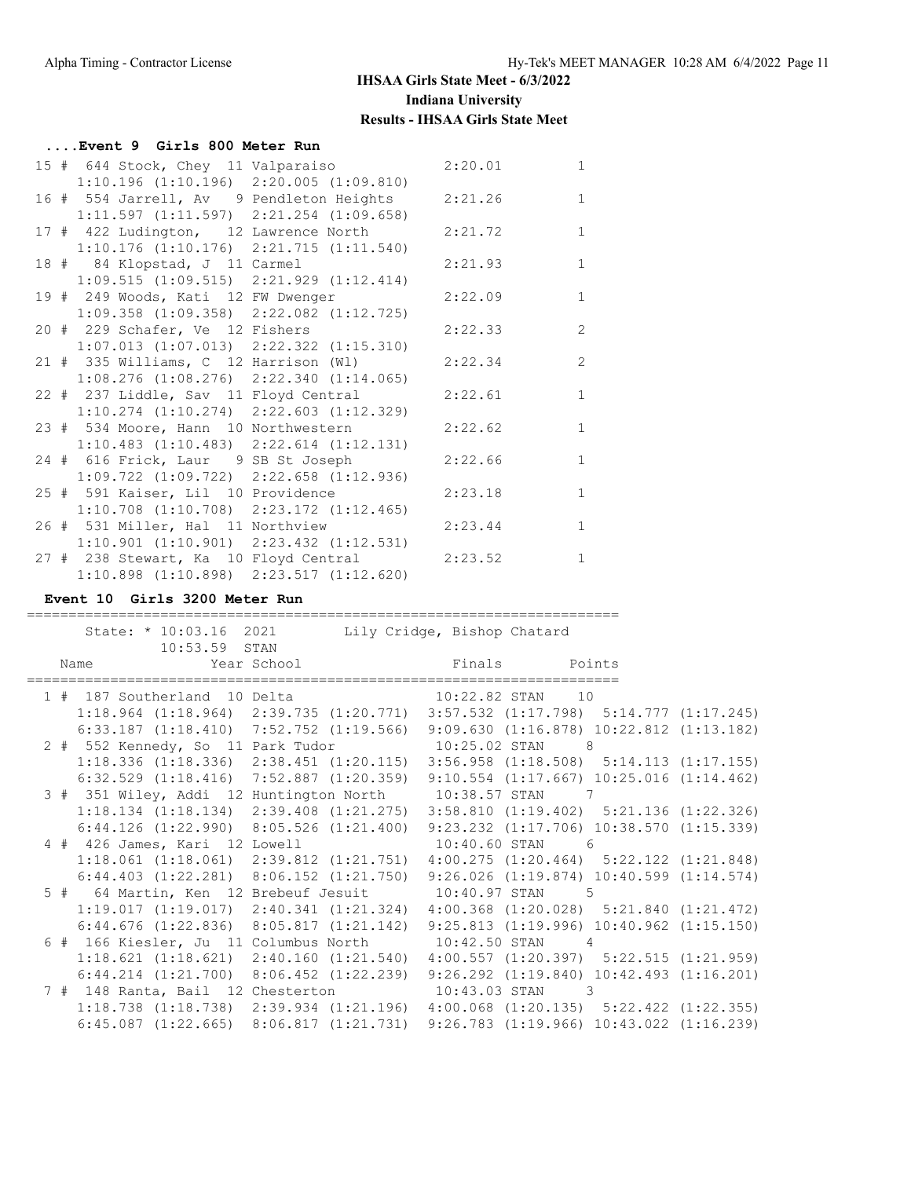## IHSAA Girls State Meet - 6/3/2022
## Indiana University
## Results - IHSAA Girls State Meet

### ....Event 9 Girls 800 Meter Run

```
 15 #  644 Stock, Chey  11 Valparaiso          2:20.01         1
     1:10.196 (1:10.196)  2:20.005 (1:09.810)
 16 #  554 Jarrell, Av   9 Pendleton Heights   2:21.26         1
     1:11.597 (1:11.597)  2:21.254 (1:09.658)
 17 #  422 Ludington,  12 Lawrence North       2:21.72         1
     1:10.176 (1:10.176)  2:21.715 (1:11.540)
 18 #   84 Klopstad, J  11 Carmel              2:21.93         1
     1:09.515 (1:09.515)  2:21.929 (1:12.414)
 19 #  249 Woods, Kati  12 FW Dwenger          2:22.09         1
     1:09.358 (1:09.358)  2:22.082 (1:12.725)
 20 #  229 Schafer, Ve  12 Fishers             2:22.33         2
     1:07.013 (1:07.013)  2:22.322 (1:15.310)
 21 #  335 Williams, C  12 Harrison (Wl)       2:22.34         2
     1:08.276 (1:08.276)  2:22.340 (1:14.065)
 22 #  237 Liddle, Sav  11 Floyd Central       2:22.61         1
     1:10.274 (1:10.274)  2:22.603 (1:12.329)
 23 #  534 Moore, Hann  10 Northwestern        2:22.62         1
     1:10.483 (1:10.483)  2:22.614 (1:12.131)
 24 #  616 Frick, Laur   9 SB St Joseph        2:22.66         1
     1:09.722 (1:09.722)  2:22.658 (1:12.936)
 25 #  591 Kaiser, Lil  10 Providence          2:23.18         1
     1:10.708 (1:10.708)  2:23.172 (1:12.465)
 26 #  531 Miller, Hal  11 Northview           2:23.44         1
     1:10.901 (1:10.901)  2:23.432 (1:12.531)
 27 #  238 Stewart, Ka  10 Floyd Central       2:23.52         1
     1:10.898 (1:10.898)  2:23.517 (1:12.620)
```

### Event 10 Girls 3200 Meter Run

```
=======================================================================
      State: * 10:03.16  2021        Lily Cridge, Bishop Chatard
             10:53.59  STAN
    Name                Year School                Finals        Points
=======================================================================
  1 #  187 Southerland  10 Delta                 10:22.82 STAN    10
     1:18.964 (1:18.964)  2:39.735 (1:20.771)  3:57.532 (1:17.798)  5:14.777 (1:17.245)
     6:33.187 (1:18.410)  7:52.752 (1:19.566)  9:09.630 (1:16.878) 10:22.812 (1:13.182)
  2 #  552 Kennedy, So  11 Park Tudor            10:25.02 STAN     8
     1:18.336 (1:18.336)  2:38.451 (1:20.115)  3:56.958 (1:18.508)  5:14.113 (1:17.155)
     6:32.529 (1:18.416)  7:52.887 (1:20.359)  9:10.554 (1:17.667) 10:25.016 (1:14.462)
  3 #  351 Wiley, Addi  12 Huntington North      10:38.57 STAN     7
     1:18.134 (1:18.134)  2:39.408 (1:21.275)  3:58.810 (1:19.402)  5:21.136 (1:22.326)
     6:44.126 (1:22.990)  8:05.526 (1:21.400)  9:23.232 (1:17.706) 10:38.570 (1:15.339)
  4 #  426 James, Kari  12 Lowell                10:40.60 STAN     6
     1:18.061 (1:18.061)  2:39.812 (1:21.751)  4:00.275 (1:20.464)  5:22.122 (1:21.848)
     6:44.403 (1:22.281)  8:06.152 (1:21.750)  9:26.026 (1:19.874) 10:40.599 (1:14.574)
  5 #   64 Martin, Ken  12 Brebeuf Jesuit        10:40.97 STAN     5
     1:19.017 (1:19.017)  2:40.341 (1:21.324)  4:00.368 (1:20.028)  5:21.840 (1:21.472)
     6:44.676 (1:22.836)  8:05.817 (1:21.142)  9:25.813 (1:19.996) 10:40.962 (1:15.150)
  6 #  166 Kiesler, Ju  11 Columbus North       10:42.50 STAN     4
     1:18.621 (1:18.621)  2:40.160 (1:21.540)  4:00.557 (1:20.397)  5:22.515 (1:21.959)
     6:44.214 (1:21.700)  8:06.452 (1:22.239)  9:26.292 (1:19.840) 10:42.493 (1:16.201)
  7 #  148 Ranta, Bail  12 Chesterton            10:43.03 STAN     3
     1:18.738 (1:18.738)  2:39.934 (1:21.196)  4:00.068 (1:20.135)  5:22.422 (1:22.355)
     6:45.087 (1:22.665)  8:06.817 (1:21.731)  9:26.783 (1:19.966) 10:43.022 (1:16.239)
```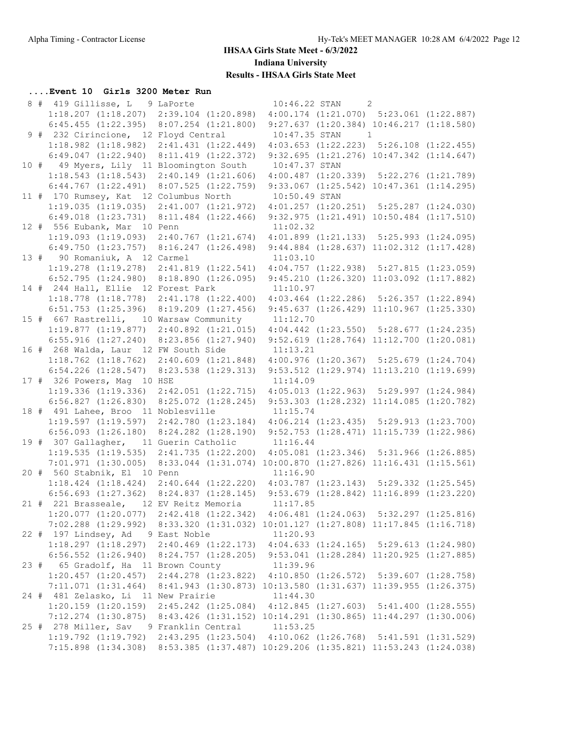# IHSAA Girls State Meet - 6/3/2022

## Indiana University

## Results - IHSAA Girls State Meet

### ....Event 10 Girls 3200 Meter Run

```
 8 #  419 Gillisse, L   9 LaPorte              10:46.22 STAN     2
     1:18.207 (1:18.207)  2:39.104 (1:20.898)  4:00.174 (1:21.070)  5:23.061 (1:22.887)
     6:45.455 (1:22.395)  8:07.254 (1:21.800)  9:27.637 (1:20.384) 10:46.217 (1:18.580)
 9 #  232 Cirincione,  12 Floyd Central        10:47.35 STAN     1
     1:18.982 (1:18.982)  2:41.431 (1:22.449)  4:03.653 (1:22.223)  5:26.108 (1:22.455)
     6:49.047 (1:22.940)  8:11.419 (1:22.372)  9:32.695 (1:21.276) 10:47.342 (1:14.647)
10 #   49 Myers, Lily 11 Bloomington South     10:47.37 STAN
     1:18.543 (1:18.543)  2:40.149 (1:21.606)  4:00.487 (1:20.339)  5:22.276 (1:21.789)
     6:44.767 (1:22.491)  8:07.525 (1:22.759)  9:33.067 (1:25.542) 10:47.361 (1:14.295)
11 #  170 Rumsey, Kat  12 Columbus North       10:50.49 STAN
     1:19.035 (1:19.035)  2:41.007 (1:21.972)  4:01.257 (1:20.251)  5:25.287 (1:24.030)
     6:49.018 (1:23.731)  8:11.484 (1:22.466)  9:32.975 (1:21.491) 10:50.484 (1:17.510)
12 #  556 Eubank, Mar  10 Penn                 11:02.32
     1:19.093 (1:19.093)  2:40.767 (1:21.674)  4:01.899 (1:21.133)  5:25.993 (1:24.095)
     6:49.750 (1:23.757)  8:16.247 (1:26.498)  9:44.884 (1:28.637) 11:02.312 (1:17.428)
13 #   90 Romaniuk, A  12 Carmel               11:03.10
     1:19.278 (1:19.278)  2:41.819 (1:22.541)  4:04.757 (1:22.938)  5:27.815 (1:23.059)
     6:52.795 (1:24.980)  8:18.890 (1:26.095)  9:45.210 (1:26.320) 11:03.092 (1:17.882)
14 #  244 Hall, Ellie  12 Forest Park          11:10.97
     1:18.778 (1:18.778)  2:41.178 (1:22.400)  4:03.464 (1:22.286)  5:26.357 (1:22.894)
     6:51.753 (1:25.396)  8:19.209 (1:27.456)  9:45.637 (1:26.429) 11:10.967 (1:25.330)
15 #  667 Rastrelli,   10 Warsaw Community     11:12.70
     1:19.877 (1:19.877)  2:40.892 (1:21.015)  4:04.442 (1:23.550)  5:28.677 (1:24.235)
     6:55.916 (1:27.240)  8:23.856 (1:27.940)  9:52.619 (1:28.764) 11:12.700 (1:20.081)
16 #  268 Walda, Laur  12 FW South Side        11:13.21
     1:18.762 (1:18.762)  2:40.609 (1:21.848)  4:00.976 (1:20.367)  5:25.679 (1:24.704)
     6:54.226 (1:28.547)  8:23.538 (1:29.313)  9:53.512 (1:29.974) 11:13.210 (1:19.699)
17 #  326 Powers, Mag  10 HSE                  11:14.09
     1:19.336 (1:19.336)  2:42.051 (1:22.715)  4:05.013 (1:22.963)  5:29.997 (1:24.984)
     6:56.827 (1:26.830)  8:25.072 (1:28.245)  9:53.303 (1:28.232) 11:14.085 (1:20.782)
18 #  491 Lahee, Broo  11 Noblesville          11:15.74
     1:19.597 (1:19.597)  2:42.780 (1:23.184)  4:06.214 (1:23.435)  5:29.913 (1:23.700)
     6:56.093 (1:26.180)  8:24.282 (1:28.190)  9:52.753 (1:28.471) 11:15.739 (1:22.986)
19 #  307 Gallagher,   11 Guerin Catholic      11:16.44
     1:19.535 (1:19.535)  2:41.735 (1:22.200)  4:05.081 (1:23.346)  5:31.966 (1:26.885)
     7:01.971 (1:30.005)  8:33.044 (1:31.074) 10:00.870 (1:27.826) 11:16.431 (1:15.561)
20 #  560 Stabnik, El  10 Penn                 11:16.90
     1:18.424 (1:18.424)  2:40.644 (1:22.220)  4:03.787 (1:23.143)  5:29.332 (1:25.545)
     6:56.693 (1:27.362)  8:24.837 (1:28.145)  9:53.679 (1:28.842) 11:16.899 (1:23.220)
21 #  221 Brasseale,   12 EV Reitz Memoria     11:17.85
     1:20.077 (1:20.077)  2:42.418 (1:22.342)  4:06.481 (1:24.063)  5:32.297 (1:25.816)
     7:02.288 (1:29.992)  8:33.320 (1:31.032) 10:01.127 (1:27.808) 11:17.845 (1:16.718)
22 #  197 Lindsey, Ad   9 East Noble           11:20.93
     1:18.297 (1:18.297)  2:40.469 (1:22.173)  4:04.633 (1:24.165)  5:29.613 (1:24.980)
     6:56.552 (1:26.940)  8:24.757 (1:28.205)  9:53.041 (1:28.284) 11:20.925 (1:27.885)
23 #   65 Gradolf, Ha  11 Brown County         11:39.96
     1:20.457 (1:20.457)  2:44.278 (1:23.822)  4:10.850 (1:26.572)  5:39.607 (1:28.758)
     7:11.071 (1:31.464)  8:41.943 (1:30.873) 10:13.580 (1:31.637) 11:39.955 (1:26.375)
24 #  481 Zelasko, Li  11 New Prairie          11:44.30
     1:20.159 (1:20.159)  2:45.242 (1:25.084)  4:12.845 (1:27.603)  5:41.400 (1:28.555)
     7:12.274 (1:30.875)  8:43.426 (1:31.152) 10:14.291 (1:30.865) 11:44.297 (1:30.006)
25 #  278 Miller, Sav   9 Franklin Central     11:53.25
     1:19.792 (1:19.792)  2:43.295 (1:23.504)  4:10.062 (1:26.768)  5:41.591 (1:31.529)
     7:15.898 (1:34.308)  8:53.385 (1:37.487) 10:29.206 (1:35.821) 11:53.243 (1:24.038)
```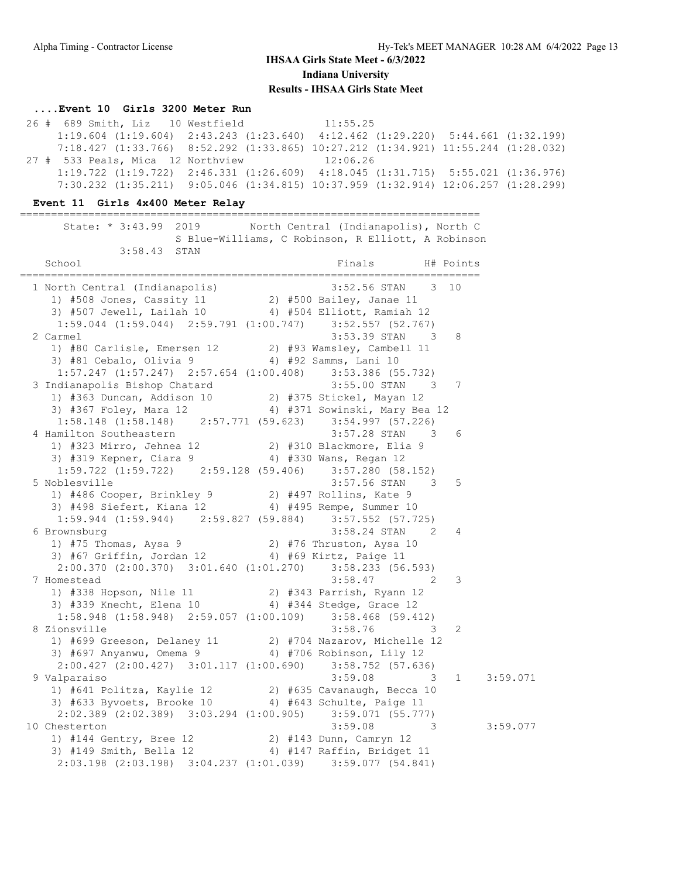# IHSAA Girls State Meet - 6/3/2022

## Indiana University

## Results - IHSAA Girls State Meet

### ....Event 10 Girls 3200 Meter Run

```
 26 #  689 Smith, Liz   10 Westfield             11:55.25
     1:19.604 (1:19.604)  2:43.243 (1:23.640)  4:12.462 (1:29.220)  5:44.661 (1:32.199)
     7:18.427 (1:33.766)  8:52.292 (1:33.865) 10:27.212 (1:34.921) 11:55.244 (1:28.032)
 27 #  533 Peals, Mica  12 Northview             12:06.26
     1:19.722 (1:19.722)  2:46.331 (1:26.609)  4:18.045 (1:31.715)  5:55.021 (1:36.976)
     7:30.232 (1:35.211)  9:05.046 (1:34.815) 10:37.959 (1:32.914) 12:06.257 (1:28.299)
```

### Event 11 Girls 4x400 Meter Relay

```
=========================================================================
      State: * 3:43.99  2019       North Central (Indianapolis), North C
                        S Blue-Williams, C Robinson, R Elliott, A Robinson
            3:58.43  STAN
    School                                          Finals       H# Points
=========================================================================
  1 North Central (Indianapolis)                 3:52.56 STAN    3  10
     1) #508 Jones, Cassity 11          2) #500 Bailey, Janae 11
     3) #507 Jewell, Lailah 10          4) #504 Elliott, Ramiah 12
      1:59.044 (1:59.044)  2:59.791 (1:00.747)    3:52.557 (52.767)
  2 Carmel                                       3:53.39 STAN    3   8
     1) #80 Carlisle, Emersen 12        2) #93 Wamsley, Cambell 11
     3) #81 Cebalo, Olivia 9            4) #92 Samms, Lani 10
      1:57.247 (1:57.247)  2:57.654 (1:00.408)    3:53.386 (55.732)
  3 Indianapolis Bishop Chatard                  3:55.00 STAN    3   7
     1) #363 Duncan, Addison 10         2) #375 Stickel, Mayan 12
     3) #367 Foley, Mara 12             4) #371 Sowinski, Mary Bea 12
      1:58.148 (1:58.148)    2:57.771 (59.623)    3:54.997 (57.226)
  4 Hamilton Southeastern                        3:57.28 STAN    3   6
     1) #323 Mirro, Jehnea 12           2) #310 Blackmore, Elia 9
     3) #319 Kepner, Ciara 9            4) #330 Wans, Regan 12
      1:59.722 (1:59.722)    2:59.128 (59.406)    3:57.280 (58.152)
  5 Noblesville                                  3:57.56 STAN    3   5
     1) #486 Cooper, Brinkley 9         2) #497 Rollins, Kate 9
     3) #498 Siefert, Kiana 12          4) #495 Rempe, Summer 10
      1:59.944 (1:59.944)    2:59.827 (59.884)    3:57.552 (57.725)
  6 Brownsburg                                   3:58.24 STAN    2   4
     1) #75 Thomas, Aysa 9              2) #76 Thruston, Aysa 10
     3) #67 Griffin, Jordan 12          4) #69 Kirtz, Paige 11
      2:00.370 (2:00.370)  3:01.640 (1:01.270)    3:58.233 (56.593)
  7 Homestead                                    3:58.47         2   3
     1) #338 Hopson, Nile 11            2) #343 Parrish, Ryann 12
     3) #339 Knecht, Elena 10           4) #344 Stedge, Grace 12
      1:58.948 (1:58.948)  2:59.057 (1:00.109)    3:58.468 (59.412)
  8 Zionsville                                   3:58.76         3   2
     1) #699 Greeson, Delaney 11        2) #704 Nazarov, Michelle 12
     3) #697 Anyanwu, Omema 9           4) #706 Robinson, Lily 12
      2:00.427 (2:00.427)  3:01.117 (1:00.690)    3:58.752 (57.636)
  9 Valparaiso                                   3:59.08         3   1     3:59.071
     1) #641 Politza, Kaylie 12         2) #635 Cavanaugh, Becca 10
     3) #633 Byvoets, Brooke 10         4) #643 Schulte, Paige 11
      2:02.389 (2:02.389)  3:03.294 (1:00.905)    3:59.071 (55.777)
 10 Chesterton                                   3:59.08         3         3:59.077
     1) #144 Gentry, Bree 12            2) #143 Dunn, Camryn 12
     3) #149 Smith, Bella 12            4) #147 Raffin, Bridget 11
      2:03.198 (2:03.198)  3:04.237 (1:01.039)    3:59.077 (54.841)
```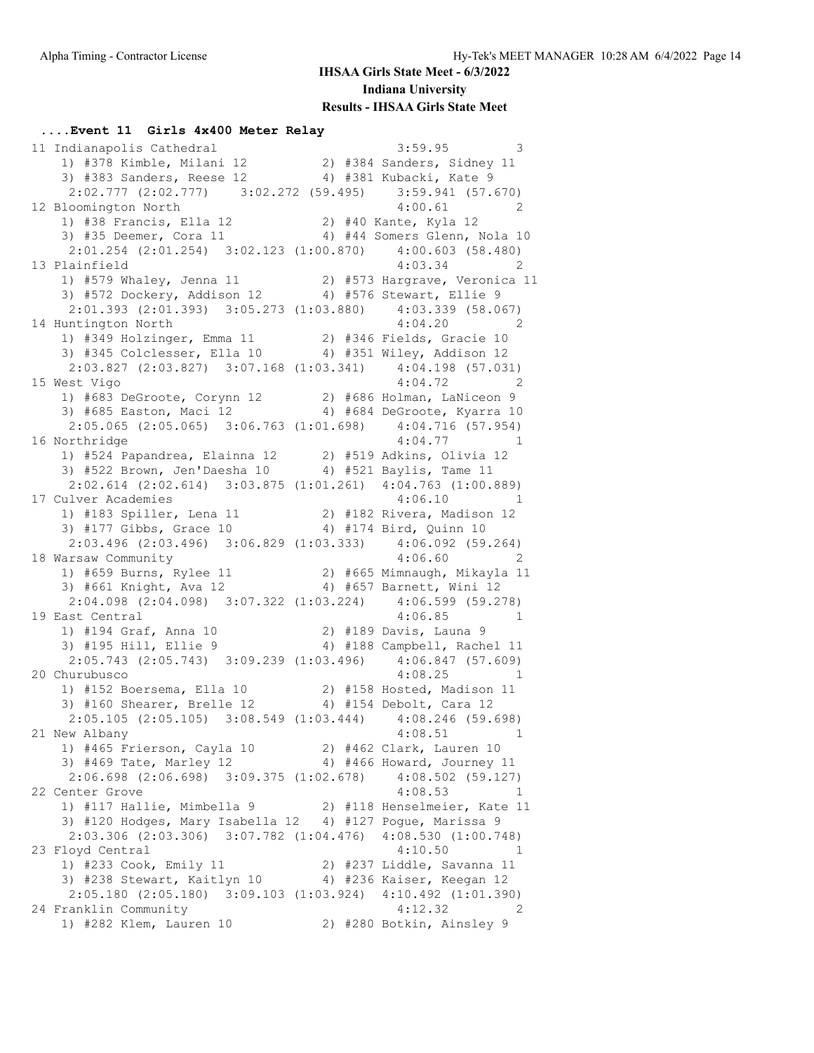**IHSAA Girls State Meet - 6/3/2022**

**Indiana University**

**Results - IHSAA Girls State Meet**

### ....Event 11 Girls 4x400 Meter Relay

```
11 Indianapolis Cathedral                            3:59.95        3 
   1) #378 Kimble, Milani 12          2) #384 Sanders, Sidney 11
   3) #383 Sanders, Reese 12          4) #381 Kubacki, Kate 9
    2:02.777 (2:02.777)   3:02.272 (59.495)    3:59.941 (57.670)
12 Bloomington North                                 4:00.61        2 
   1) #38 Francis, Ella 12            2) #40 Kante, Kyla 12
   3) #35 Deemer, Cora 11             4) #44 Somers Glenn, Nola 10
    2:01.254 (2:01.254)  3:02.123 (1:00.870)    4:00.603 (58.480)
13 Plainfield                                        4:03.34        2 
   1) #579 Whaley, Jenna 11           2) #573 Hargrave, Veronica 11
   3) #572 Dockery, Addison 12        4) #576 Stewart, Ellie 9
    2:01.393 (2:01.393)  3:05.273 (1:03.880)    4:03.339 (58.067)
14 Huntington North                                  4:04.20        2 
   1) #349 Holzinger, Emma 11         2) #346 Fields, Gracie 10
   3) #345 Colclesser, Ella 10        4) #351 Wiley, Addison 12
    2:03.827 (2:03.827)  3:07.168 (1:03.341)    4:04.198 (57.031)
15 West Vigo                                         4:04.72        2 
   1) #683 DeGroote, Corynn 12        2) #686 Holman, LaNiceon 9
   3) #685 Easton, Maci 12            4) #684 DeGroote, Kyarra 10
    2:05.065 (2:05.065)  3:06.763 (1:01.698)    4:04.716 (57.954)
16 Northridge                                        4:04.77        1 
   1) #524 Papandrea, Elainna 12      2) #519 Adkins, Olivia 12
   3) #522 Brown, Jen'Daesha 10       4) #521 Baylis, Tame 11
    2:02.614 (2:02.614)  3:03.875 (1:01.261)  4:04.763 (1:00.889)
17 Culver Academies                                  4:06.10        1 
   1) #183 Spiller, Lena 11           2) #182 Rivera, Madison 12
   3) #177 Gibbs, Grace 10            4) #174 Bird, Quinn 10
    2:03.496 (2:03.496)  3:06.829 (1:03.333)    4:06.092 (59.264)
18 Warsaw Community                                  4:06.60        2 
   1) #659 Burns, Rylee 11            2) #665 Mimnaugh, Mikayla 11
   3) #661 Knight, Ava 12             4) #657 Barnett, Wini 12
    2:04.098 (2:04.098)  3:07.322 (1:03.224)    4:06.599 (59.278)
19 East Central                                      4:06.85        1 
   1) #194 Graf, Anna 10              2) #189 Davis, Launa 9
   3) #195 Hill, Ellie 9              4) #188 Campbell, Rachel 11
    2:05.743 (2:05.743)  3:09.239 (1:03.496)    4:06.847 (57.609)
20 Churubusco                                        4:08.25        1 
   1) #152 Boersema, Ella 10          2) #158 Hosted, Madison 11
   3) #160 Shearer, Brelle 12         4) #154 Debolt, Cara 12
    2:05.105 (2:05.105)  3:08.549 (1:03.444)    4:08.246 (59.698)
21 New Albany                                        4:08.51        1 
   1) #465 Frierson, Cayla 10         2) #462 Clark, Lauren 10
   3) #469 Tate, Marley 12            4) #466 Howard, Journey 11
    2:06.698 (2:06.698)  3:09.375 (1:02.678)    4:08.502 (59.127)
22 Center Grove                                      4:08.53        1 
   1) #117 Hallie, Mimbella 9         2) #118 Henselmeier, Kate 11
   3) #120 Hodges, Mary Isabella 12   4) #127 Pogue, Marissa 9
    2:03.306 (2:03.306)  3:07.782 (1:04.476)  4:08.530 (1:00.748)
23 Floyd Central                                     4:10.50        1 
   1) #233 Cook, Emily 11             2) #237 Liddle, Savanna 11
   3) #238 Stewart, Kaitlyn 10        4) #236 Kaiser, Keegan 12
    2:05.180 (2:05.180)  3:09.103 (1:03.924)  4:10.492 (1:01.390)
24 Franklin Community                                4:12.32        2 
   1) #282 Klem, Lauren 10            2) #280 Botkin, Ainsley 9
```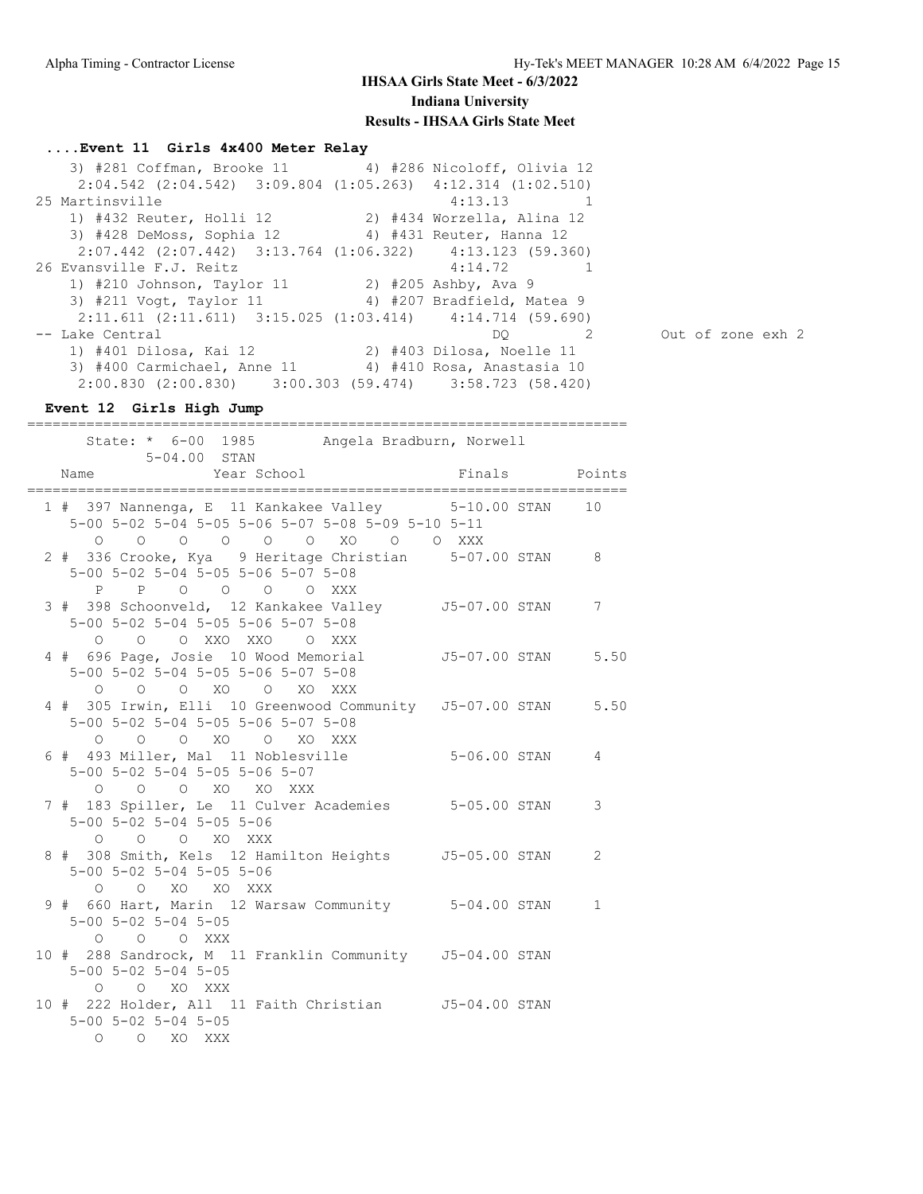**IHSAA Girls State Meet - 6/3/2022**

**Indiana University**

**Results - IHSAA Girls State Meet**

### ....Event 11 Girls 4x400 Meter Relay

```
    3) #281 Coffman, Brooke 11          4) #286 Nicoloff, Olivia 12
     2:04.542 (2:04.542)  3:09.804 (1:05.263)  4:12.314 (1:02.510)
 25 Martinsville                                     4:13.13        1
    1) #432 Reuter, Holli 12            2) #434 Worzella, Alina 12
    3) #428 DeMoss, Sophia 12           4) #431 Reuter, Hanna 12
     2:07.442 (2:07.442)  3:13.764 (1:06.322)   4:13.123 (59.360)
 26 Evansville F.J. Reitz                            4:14.72        1
    1) #210 Johnson, Taylor 11          2) #205 Ashby, Ava 9
    3) #211 Vogt, Taylor 11             4) #207 Bradfield, Matea 9
     2:11.611 (2:11.611)  3:15.025 (1:03.414)   4:14.714 (59.690)
 -- Lake Central                                        DQ        2          Out of zone exh 2
    1) #401 Dilosa, Kai 12              2) #403 Dilosa, Noelle 11
    3) #400 Carmichael, Anne 11         4) #410 Rosa, Anastasia 10
     2:00.830 (2:00.830)    3:00.303 (59.474)    3:58.723 (58.420)
```

### Event 12 Girls High Jump

```
=======================================================================
      State: * 6-00  1985        Angela Bradburn, Norwell
           5-04.00  STAN
    Name              Year School                 Finals        Points
=======================================================================
  1 #  397 Nannenga, E  11 Kankakee Valley       5-10.00 STAN    10
     5-00 5-02 5-04 5-05 5-06 5-07 5-08 5-09 5-10 5-11
        O    O    O    O    O    O   XO    O    O  XXX
  2 #  336 Crooke, Kya   9 Heritage Christian     5-07.00 STAN     8
     5-00 5-02 5-04 5-05 5-06 5-07 5-08
        P    P    O    O    O    O  XXX
  3 #  398 Schoonveld,  12 Kankakee Valley       J5-07.00 STAN     7
     5-00 5-02 5-04 5-05 5-06 5-07 5-08
        O    O    O  XXO  XXO    O  XXX
  4 #  696 Page, Josie  10 Wood Memorial         J5-07.00 STAN     5.50
     5-00 5-02 5-04 5-05 5-06 5-07 5-08
        O    O    O   XO    O   XO  XXX
  4 #  305 Irwin, Elli  10 Greenwood Community   J5-07.00 STAN     5.50
     5-00 5-02 5-04 5-05 5-06 5-07 5-08
        O    O    O   XO    O   XO  XXX
  6 #  493 Miller, Mal  11 Noblesville            5-06.00 STAN     4
     5-00 5-02 5-04 5-05 5-06 5-07
        O    O    O   XO   XO  XXX
  7 #  183 Spiller, Le  11 Culver Academies       5-05.00 STAN     3
     5-00 5-02 5-04 5-05 5-06
        O    O    O   XO  XXX
  8 #  308 Smith, Kels  12 Hamilton Heights      J5-05.00 STAN     2
     5-00 5-02 5-04 5-05 5-06
        O    O   XO   XO  XXX
  9 #  660 Hart, Marin  12 Warsaw Community       5-04.00 STAN     1
     5-00 5-02 5-04 5-05
        O    O    O  XXX
 10 #  288 Sandrock, M  11 Franklin Community    J5-04.00 STAN
     5-00 5-02 5-04 5-05
        O    O   XO  XXX
 10 #  222 Holder, All  11 Faith Christian       J5-04.00 STAN
     5-00 5-02 5-04 5-05
        O    O   XO  XXX
```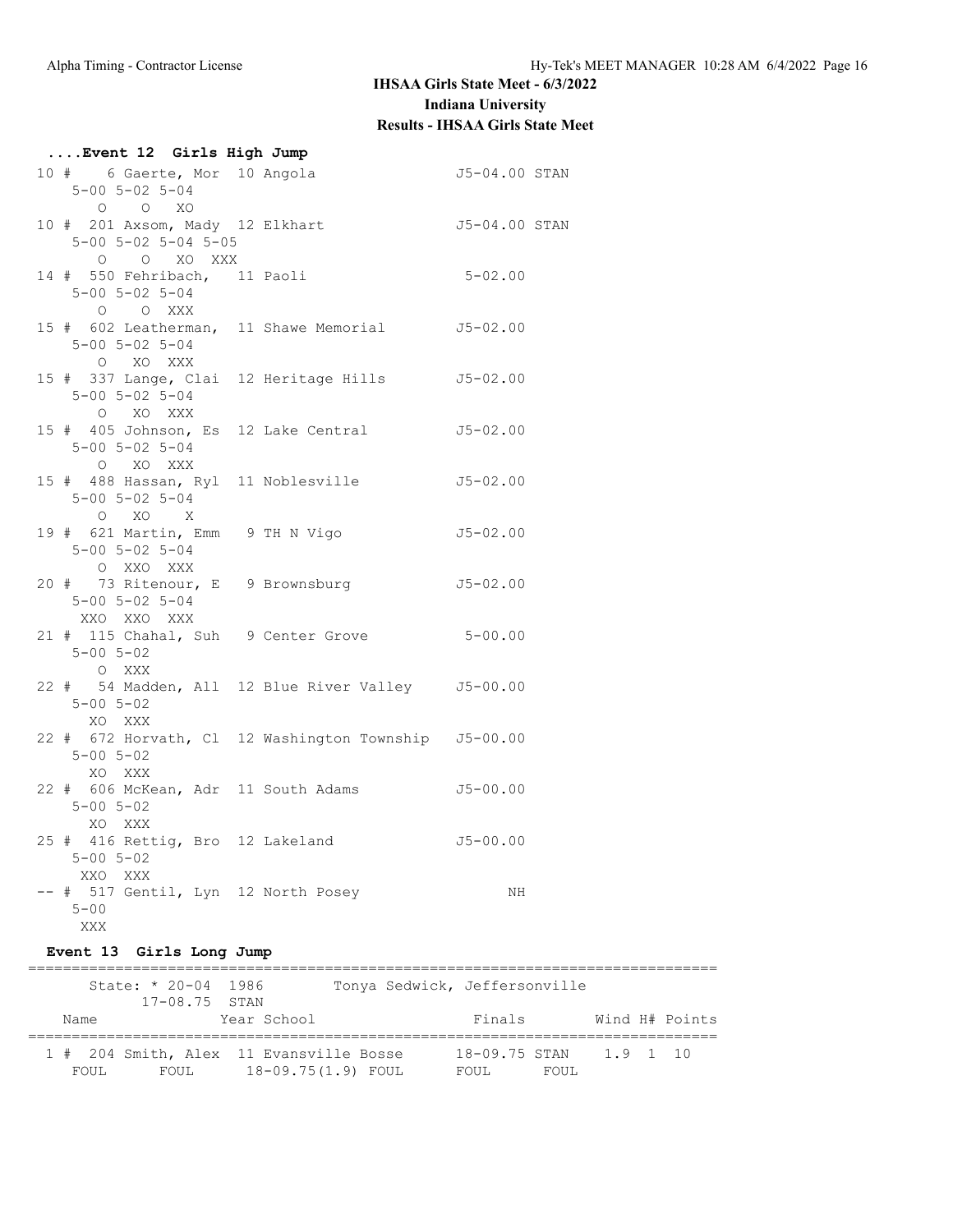# IHSAA Girls State Meet - 6/3/2022

## Indiana University

## Results - IHSAA Girls State Meet

### ....Event 12 Girls High Jump

```
 10 #    6 Gaerte, Mor  10 Angola                  J5-04.00 STAN
     5-00 5-02 5-04
        O    O   XO
 10 #  201 Axsom, Mady  12 Elkhart                 J5-04.00 STAN
     5-00 5-02 5-04 5-05
        O    O   XO  XXX
 14 #  550 Fehribach,   11 Paoli                    5-02.00
     5-00 5-02 5-04
        O    O  XXX
 15 #  602 Leatherman,  11 Shawe Memorial          J5-02.00
     5-00 5-02 5-04
        O   XO  XXX
 15 #  337 Lange, Clai  12 Heritage Hills          J5-02.00
     5-00 5-02 5-04
        O   XO  XXX
 15 #  405 Johnson, Es  12 Lake Central            J5-02.00
     5-00 5-02 5-04
        O   XO  XXX
 15 #  488 Hassan, Ryl  11 Noblesville             J5-02.00
     5-00 5-02 5-04
        O   XO    X
 19 #  621 Martin, Emm   9 TH N Vigo               J5-02.00
     5-00 5-02 5-04
        O  XXO  XXX
 20 #   73 Ritenour, E   9 Brownsburg              J5-02.00
     5-00 5-02 5-04
      XXO  XXO  XXX
 21 #  115 Chahal, Suh   9 Center Grove             5-00.00
     5-00 5-02
        O  XXX
 22 #   54 Madden, All  12 Blue River Valley       J5-00.00
     5-00 5-02
       XO  XXX
 22 #  672 Horvath, Cl  12 Washington Township    J5-00.00
     5-00 5-02
       XO  XXX
 22 #  606 McKean, Adr  11 South Adams             J5-00.00
     5-00 5-02
       XO  XXX
 25 #  416 Rettig, Bro  12 Lakeland                J5-00.00
     5-00 5-02
      XXO  XXX
 -- #  517 Gentil, Lyn  12 North Posey                  NH
     5-00
      XXX
```

### Event 13 Girls Long Jump

```
===============================================================================
       State: * 20-04  1986         Tonya Sedwick, Jeffersonville
           17-08.75  STAN
    Name              Year School                 Finals       Wind H# Points
===============================================================================
  1 #  204 Smith, Alex  11 Evansville Bosse       18-09.75 STAN   1.9  1  10
     FOUL       FOUL       18-09.75(1.9) FOUL       FOUL       FOUL
```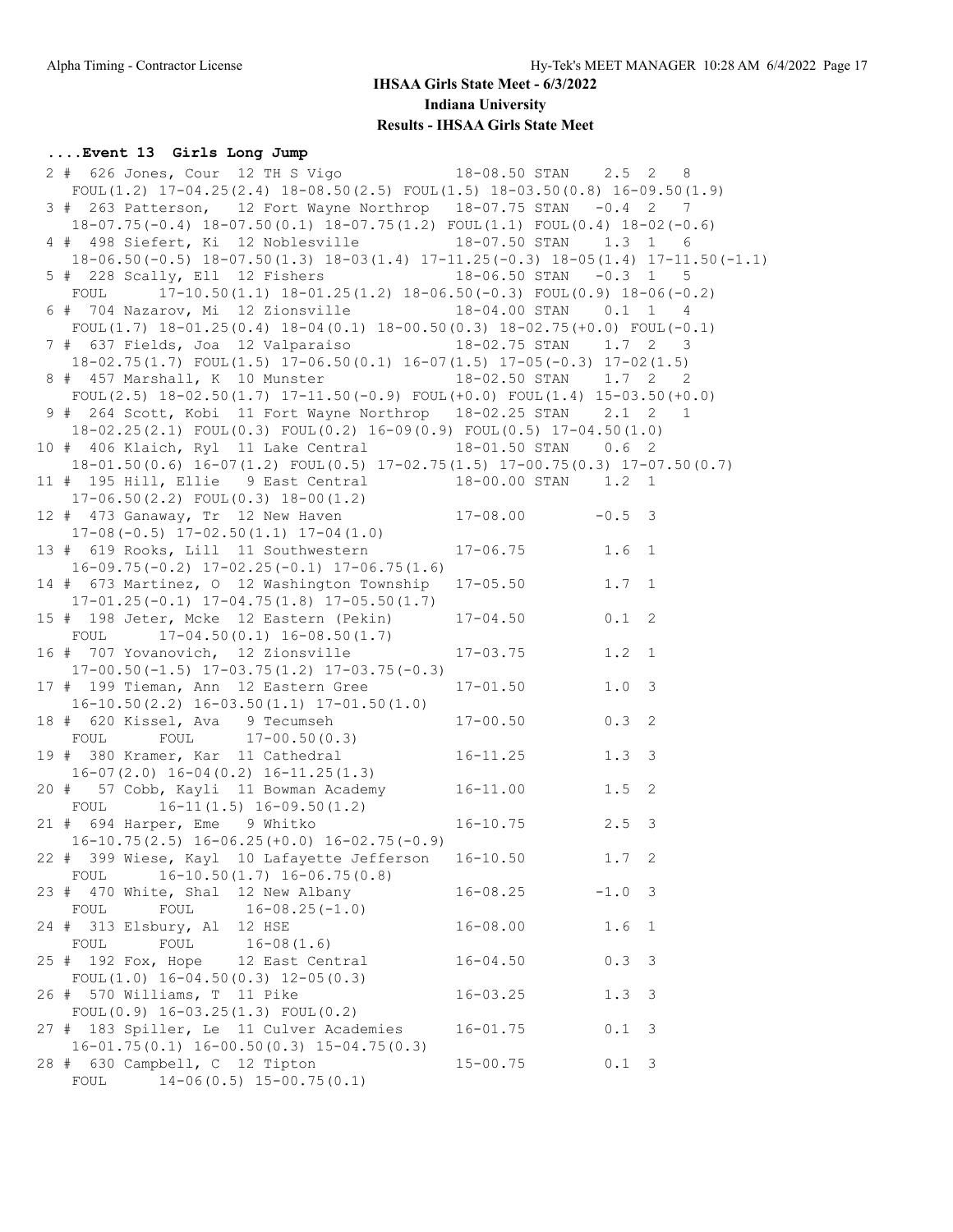**IHSAA Girls State Meet - 6/3/2022**

**Indiana University**

**Results - IHSAA Girls State Meet**

### ....Event 13 Girls Long Jump

```
 2 #  626 Jones, Cour  12 TH S Vigo            18-08.50 STAN    2.5  2   8
    FOUL(1.2) 17-04.25(2.4) 18-08.50(2.5) FOUL(1.5) 18-03.50(0.8) 16-09.50(1.9)
 3 #  263 Patterson,  12 Fort Wayne Northrop   18-07.75 STAN   -0.4  2   7
    18-07.75(-0.4) 18-07.50(0.1) 18-07.75(1.2) FOUL(1.1) FOUL(0.4) 18-02(-0.6)
 4 #  498 Siefert, Ki  12 Noblesville          18-07.50 STAN    1.3  1   6
    18-06.50(-0.5) 18-07.50(1.3) 18-03(1.4) 17-11.25(-0.3) 18-05(1.4) 17-11.50(-1.1)
 5 #  228 Scally, Ell  12 Fishers              18-06.50 STAN   -0.3  1   5
    FOUL      17-10.50(1.1) 18-01.25(1.2) 18-06.50(-0.3) FOUL(0.9) 18-06(-0.2)
 6 #  704 Nazarov, Mi  12 Zionsville           18-04.00 STAN    0.1  1   4
    FOUL(1.7) 18-01.25(0.4) 18-04(0.1) 18-00.50(0.3) 18-02.75(+0.0) FOUL(-0.1)
 7 #  637 Fields, Joa  12 Valparaiso           18-02.75 STAN    1.7  2   3
    18-02.75(1.7) FOUL(1.5) 17-06.50(0.1) 16-07(1.5) 17-05(-0.3) 17-02(1.5)
 8 #  457 Marshall, K  10 Munster              18-02.50 STAN    1.7  2   2
    FOUL(2.5) 18-02.50(1.7) 17-11.50(-0.9) FOUL(+0.0) FOUL(1.4) 15-03.50(+0.0)
 9 #  264 Scott, Kobi  11 Fort Wayne Northrop   18-02.25 STAN    2.1  2   1
    18-02.25(2.1) FOUL(0.3) FOUL(0.2) 16-09(0.9) FOUL(0.5) 17-04.50(1.0)
10 #  406 Klaich, Ryl  11 Lake Central         18-01.50 STAN    0.6  2
    18-01.50(0.6) 16-07(1.2) FOUL(0.5) 17-02.75(1.5) 17-00.75(0.3) 17-07.50(0.7)
11 #  195 Hill, Ellie   9 East Central         18-00.00 STAN    1.2  1
    17-06.50(2.2) FOUL(0.3) 18-00(1.2)
12 #  473 Ganaway, Tr  12 New Haven            17-08.00        -0.5  3
    17-08(-0.5) 17-02.50(1.1) 17-04(1.0)
13 #  619 Rooks, Lill  11 Southwestern         17-06.75         1.6  1
    16-09.75(-0.2) 17-02.25(-0.1) 17-06.75(1.6)
14 #  673 Martinez, O  12 Washington Township  17-05.50         1.7  1
    17-01.25(-0.1) 17-04.75(1.8) 17-05.50(1.7)
15 #  198 Jeter, Mcke  12 Eastern (Pekin)      17-04.50         0.1  2
    FOUL      17-04.50(0.1) 16-08.50(1.7)
16 #  707 Yovanovich,  12 Zionsville           17-03.75         1.2  1
    17-00.50(-1.5) 17-03.75(1.2) 17-03.75(-0.3)
17 #  199 Tieman, Ann  12 Eastern Gree         17-01.50         1.0  3
    16-10.50(2.2) 16-03.50(1.1) 17-01.50(1.0)
18 #  620 Kissel, Ava   9 Tecumseh             17-00.50         0.3  2
    FOUL      FOUL      17-00.50(0.3)
19 #  380 Kramer, Kar  11 Cathedral            16-11.25         1.3  3
    16-07(2.0) 16-04(0.2) 16-11.25(1.3)
20 #   57 Cobb, Kayli  11 Bowman Academy       16-11.00         1.5  2
    FOUL      16-11(1.5) 16-09.50(1.2)
21 #  694 Harper, Eme   9 Whitko               16-10.75         2.5  3
    16-10.75(2.5) 16-06.25(+0.0) 16-02.75(-0.9)
22 #  399 Wiese, Kayl  10 Lafayette Jefferson  16-10.50         1.7  2
    FOUL      16-10.50(1.7) 16-06.75(0.8)
23 #  470 White, Shal  12 New Albany           16-08.25        -1.0  3
    FOUL      FOUL      16-08.25(-1.0)
24 #  313 Elsbury, Al  12 HSE                  16-08.00         1.6  1
    FOUL      FOUL      16-08(1.6)
25 #  192 Fox, Hope    12 East Central         16-04.50         0.3  3
    FOUL(1.0) 16-04.50(0.3) 12-05(0.3)
26 #  570 Williams, T  11 Pike                 16-03.25         1.3  3
    FOUL(0.9) 16-03.25(1.3) FOUL(0.2)
27 #  183 Spiller, Le  11 Culver Academies     16-01.75         0.1  3
    16-01.75(0.1) 16-00.50(0.3) 15-04.75(0.3)
28 #  630 Campbell, C  12 Tipton               15-00.75         0.1  3
    FOUL      14-06(0.5) 15-00.75(0.1)
```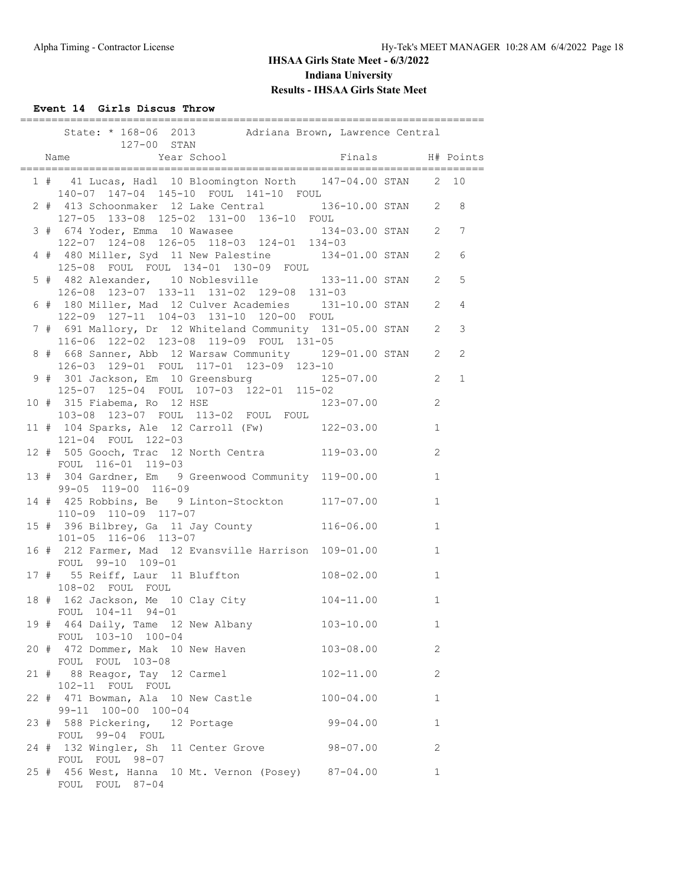# IHSAA Girls State Meet - 6/3/2022

## Indiana University

## Results - IHSAA Girls State Meet

### Event 14 Girls Discus Throw

State: * 168-06 2013 Adriana Brown, Lawrence Central
127-00 STAN

| Place | Name | Year | School | Finals | | H# | Points |
|---|---|---|---|---|---|---|---|
| 1 # | 41 Lucas, Hadl | 10 | Bloomington North | 147-04.00 | STAN | 2 | 10 |
| | 140-07 147-04 145-10 FOUL 141-10 FOUL | | | | | | |
| 2 # | 413 Schoonmaker | 12 | Lake Central | 136-10.00 | STAN | 2 | 8 |
| | 127-05 133-08 125-02 131-00 136-10 FOUL | | | | | | |
| 3 # | 674 Yoder, Emma | 10 | Wawasee | 134-03.00 | STAN | 2 | 7 |
| | 122-07 124-08 126-05 118-03 124-01 134-03 | | | | | | |
| 4 # | 480 Miller, Syd | 11 | New Palestine | 134-01.00 | STAN | 2 | 6 |
| | 125-08 FOUL FOUL 134-01 130-09 FOUL | | | | | | |
| 5 # | 482 Alexander, | 10 | Noblesville | 133-11.00 | STAN | 2 | 5 |
| | 126-08 123-07 133-11 131-02 129-08 131-03 | | | | | | |
| 6 # | 180 Miller, Mad | 12 | Culver Academies | 131-10.00 | STAN | 2 | 4 |
| | 122-09 127-11 104-03 131-10 120-00 FOUL | | | | | | |
| 7 # | 691 Mallory, Dr | 12 | Whiteland Community | 131-05.00 | STAN | 2 | 3 |
| | 116-06 122-02 123-08 119-09 FOUL 131-05 | | | | | | |
| 8 # | 668 Sanner, Abb | 12 | Warsaw Community | 129-01.00 | STAN | 2 | 2 |
| | 126-03 129-01 FOUL 117-01 123-09 123-10 | | | | | | |
| 9 # | 301 Jackson, Em | 10 | Greensburg | 125-07.00 | | 2 | 1 |
| | 125-07 125-04 FOUL 107-03 122-01 115-02 | | | | | | |
| 10 # | 315 Fiabema, Ro | 12 | HSE | 123-07.00 | | 2 | |
| | 103-08 123-07 FOUL 113-02 FOUL FOUL | | | | | | |
| 11 # | 104 Sparks, Ale | 12 | Carroll (Fw) | 122-03.00 | | 1 | |
| | 121-04 FOUL 122-03 | | | | | | |
| 12 # | 505 Gooch, Trac | 12 | North Centra | 119-03.00 | | 2 | |
| | FOUL 116-01 119-03 | | | | | | |
| 13 # | 304 Gardner, Em | 9 | Greenwood Community | 119-00.00 | | 1 | |
| | 99-05 119-00 116-09 | | | | | | |
| 14 # | 425 Robbins, Be | 9 | Linton-Stockton | 117-07.00 | | 1 | |
| | 110-09 110-09 117-07 | | | | | | |
| 15 # | 396 Bilbrey, Ga | 11 | Jay County | 116-06.00 | | 1 | |
| | 101-05 116-06 113-07 | | | | | | |
| 16 # | 212 Farmer, Mad | 12 | Evansville Harrison | 109-01.00 | | 1 | |
| | FOUL 99-10 109-01 | | | | | | |
| 17 # | 55 Reiff, Laur | 11 | Bluffton | 108-02.00 | | 1 | |
| | 108-02 FOUL FOUL | | | | | | |
| 18 # | 162 Jackson, Me | 10 | Clay City | 104-11.00 | | 1 | |
| | FOUL 104-11 94-01 | | | | | | |
| 19 # | 464 Daily, Tame | 12 | New Albany | 103-10.00 | | 1 | |
| | FOUL 103-10 100-04 | | | | | | |
| 20 # | 472 Dommer, Mak | 10 | New Haven | 103-08.00 | | 2 | |
| | FOUL FOUL 103-08 | | | | | | |
| 21 # | 88 Reagor, Tay | 12 | Carmel | 102-11.00 | | 2 | |
| | 102-11 FOUL FOUL | | | | | | |
| 22 # | 471 Bowman, Ala | 10 | New Castle | 100-04.00 | | 1 | |
| | 99-11 100-00 100-04 | | | | | | |
| 23 # | 588 Pickering, | 12 | Portage | 99-04.00 | | 1 | |
| | FOUL 99-04 FOUL | | | | | | |
| 24 # | 132 Wingler, Sh | 11 | Center Grove | 98-07.00 | | 2 | |
| | FOUL FOUL 98-07 | | | | | | |
| 25 # | 456 West, Hanna | 10 | Mt. Vernon (Posey) | 87-04.00 | | 1 | |
| | FOUL FOUL 87-04 | | | | | | |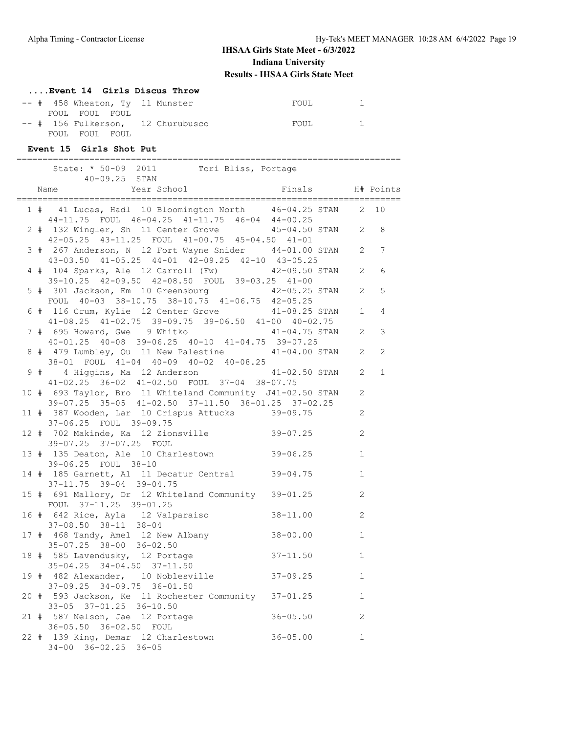## IHSAA Girls State Meet - 6/3/2022
## Indiana University
## Results - IHSAA Girls State Meet

### ....Event 14 Girls Discus Throw

```
 -- #  458 Wheaton, Ty  11 Munster                       FOUL         1
     FOUL  FOUL  FOUL
 -- #  156 Fulkerson,  12 Churubusco                     FOUL         1
     FOUL  FOUL  FOUL
```

### Event 15 Girls Shot Put

```
=========================================================================
      State: * 50-09  2011         Tori Bliss, Portage
           40-09.25  STAN
    Name              Year School                 Finals       H# Points
=========================================================================
  1 #   41 Lucas, Hadl  10 Bloomington North     46-04.25 STAN    2  10
     44-11.75  FOUL  46-04.25  41-11.75  46-04  44-00.25
  2 #  132 Wingler, Sh  11 Center Grove          45-04.50 STAN    2   8
     42-05.25  43-11.25  FOUL  41-00.75  45-04.50  41-01
  3 #  267 Anderson, N  12 Fort Wayne Snider     44-01.00 STAN    2   7
     43-03.50  41-05.25  44-01  42-09.25  42-10  43-05.25
  4 #  104 Sparks, Ale  12 Carroll (Fw)          42-09.50 STAN    2   6
     39-10.25  42-09.50  42-08.50  FOUL  39-03.25  41-00
  5 #  301 Jackson, Em  10 Greensburg            42-05.25 STAN    2   5
     FOUL  40-03  38-10.75  38-10.75  41-06.75  42-05.25
  6 #  116 Crum, Kylie  12 Center Grove          41-08.25 STAN    1   4
     41-08.25  41-02.75  39-09.75  39-06.50  41-00  40-02.75
  7 #  695 Howard, Gwe   9 Whitko               41-04.75 STAN    2   3
     40-01.25  40-08  39-06.25  40-10  41-04.75  39-07.25
  8 #  479 Lumbley, Qu  11 New Palestine         41-04.00 STAN    2   2
     38-01  FOUL  41-04  40-09  40-02  40-08.25
  9 #    4 Higgins, Ma  12 Anderson              41-02.50 STAN    2   1
     41-02.25  36-02  41-02.50  FOUL  37-04  38-07.75
 10 #  693 Taylor, Bro  11 Whiteland Community  J41-02.50 STAN    2
     39-07.25  35-05  41-02.50  37-11.50  38-01.25  37-02.25
 11 #  387 Wooden, Lar  10 Crispus Attucks       39-09.75         2
     37-06.25  FOUL  39-09.75
 12 #  702 Makinde, Ka  12 Zionsville            39-07.25         2
     39-07.25  37-07.25  FOUL
 13 #  135 Deaton, Ale  10 Charlestown           39-06.25         1
     39-06.25  FOUL  38-10
 14 #  185 Garnett, Al  11 Decatur Central       39-04.75         1
     37-11.75  39-04  39-04.75
 15 #  691 Mallory, Dr  12 Whiteland Community   39-01.25         2
     FOUL  37-11.25  39-01.25
 16 #  642 Rice, Ayla   12 Valparaiso            38-11.00         2
     37-08.50  38-11  38-04
 17 #  468 Tandy, Amel  12 New Albany            38-00.00         1
     35-07.25  38-00  36-02.50
 18 #  585 Lavendusky,  12 Portage               37-11.50         1
     35-04.25  34-04.50  37-11.50
 19 #  482 Alexander,   10 Noblesville           37-09.25         1
     37-09.25  34-09.75  36-01.50
 20 #  593 Jackson, Ke  11 Rochester Community   37-01.25         1
     33-05  37-01.25  36-10.50
 21 #  587 Nelson, Jae  12 Portage               36-05.50         2
     36-05.50  36-02.50  FOUL
 22 #  139 King, Demar  12 Charlestown           36-05.00         1
     34-00  36-02.25  36-05
```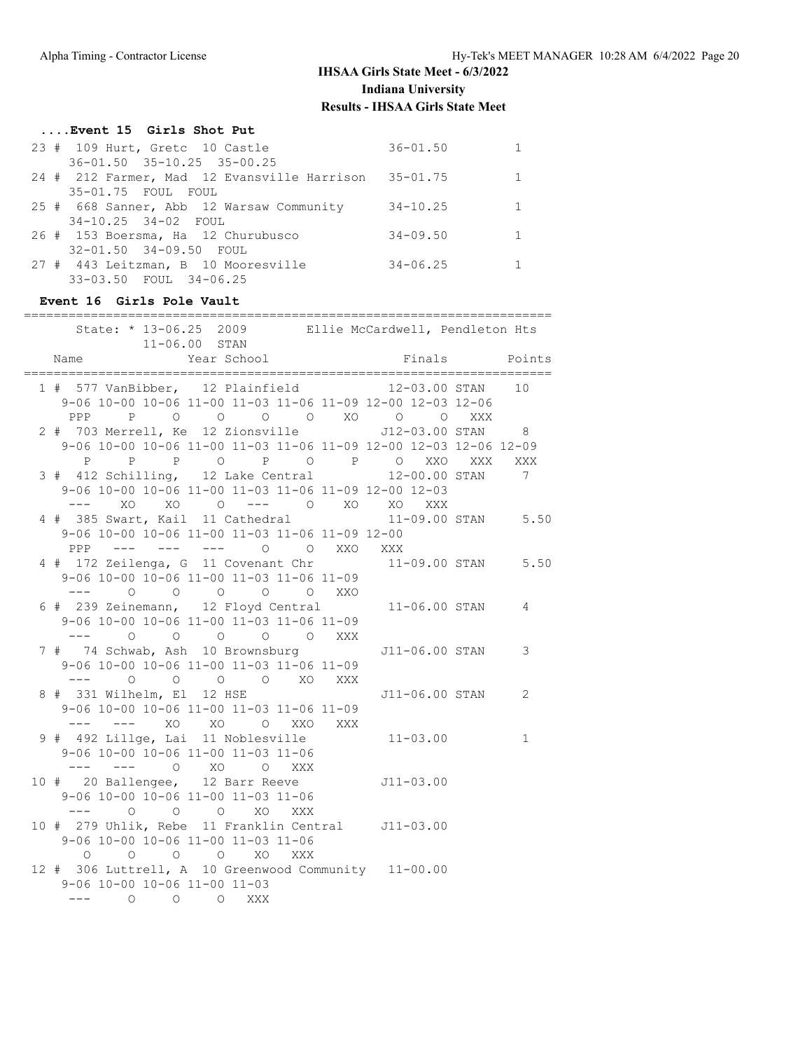# IHSAA Girls State Meet - 6/3/2022

## Indiana University

## Results - IHSAA Girls State Meet

### ....Event 15 Girls Shot Put

```
 23 #  109 Hurt, Gretc  10 Castle                  36-01.50         1
     36-01.50  35-10.25  35-00.25
 24 #  212 Farmer, Mad  12 Evansville Harrison     35-01.75         1
     35-01.75  FOUL  FOUL
 25 #  668 Sanner, Abb  12 Warsaw Community        34-10.25         1
     34-10.25  34-02  FOUL
 26 #  153 Boersma, Ha  12 Churubusco              34-09.50         1
     32-01.50  34-09.50  FOUL
 27 #  443 Leitzman, B  10 Mooresville            34-06.25         1
     33-03.50  FOUL  34-06.25
```

### Event 16 Girls Pole Vault

```
=======================================================================
      State: * 13-06.25  2009         Ellie McCardwell, Pendleton Hts
             11-06.00  STAN
    Name              Year School                 Finals        Points
=======================================================================
  1 #  577 VanBibber,  12 Plainfield           12-03.00 STAN    10
     9-06 10-00 10-06 11-00 11-03 11-06 11-09 12-00 12-03 12-06
      PPP    P    O    O    O    O   XO    O    O  XXX
  2 #  703 Merrell, Ke  12 Zionsville          J12-03.00 STAN     8
     9-06 10-00 10-06 11-00 11-03 11-06 11-09 12-00 12-03 12-06 12-09
        P    P    P    O    P    O    P    O  XXO  XXX  XXX
  3 #  412 Schilling,  12 Lake Central          12-00.00 STAN     7
     9-06 10-00 10-06 11-00 11-03 11-06 11-09 12-00 12-03
      ---   XO   XO    O  ---    O   XO   XO  XXX
  4 #  385 Swart, Kail  11 Cathedral            11-09.00 STAN     5.50
     9-06 10-00 10-06 11-00 11-03 11-06 11-09 12-00
      PPP  ---  ---  ---    O    O  XXO  XXX
  4 #  172 Zeilenga, G  11 Covenant Chr         11-09.00 STAN     5.50
     9-06 10-00 10-06 11-00 11-03 11-06 11-09
      ---    O    O    O    O    O  XXO
  6 #  239 Zeinemann,  12 Floyd Central         11-06.00 STAN     4
     9-06 10-00 10-06 11-00 11-03 11-06 11-09
      ---    O    O    O    O    O  XXX
  7 #   74 Schwab, Ash  10 Brownsburg          J11-06.00 STAN     3
     9-06 10-00 10-06 11-00 11-03 11-06 11-09
      ---    O    O    O    O   XO  XXX
  8 #  331 Wilhelm, El  12 HSE                 J11-06.00 STAN     2
     9-06 10-00 10-06 11-00 11-03 11-06 11-09
      ---  ---   XO   XO    O  XXO  XXX
  9 #  492 Lillge, Lai  11 Noblesville          11-03.00          1
     9-06 10-00 10-06 11-00 11-03 11-06
      ---  ---    O   XO    O  XXX
 10 #   20 Ballengee,  12 Barr Reeve           J11-03.00
     9-06 10-00 10-06 11-00 11-03 11-06
      ---    O    O    O   XO  XXX
 10 #  279 Uhlik, Rebe  11 Franklin Central    J11-03.00
     9-06 10-00 10-06 11-00 11-03 11-06
        O    O    O    O   XO  XXX
 12 #  306 Luttrell, A  10 Greenwood Community  11-00.00
     9-06 10-00 10-06 11-00 11-03
      ---    O    O    O  XXX
```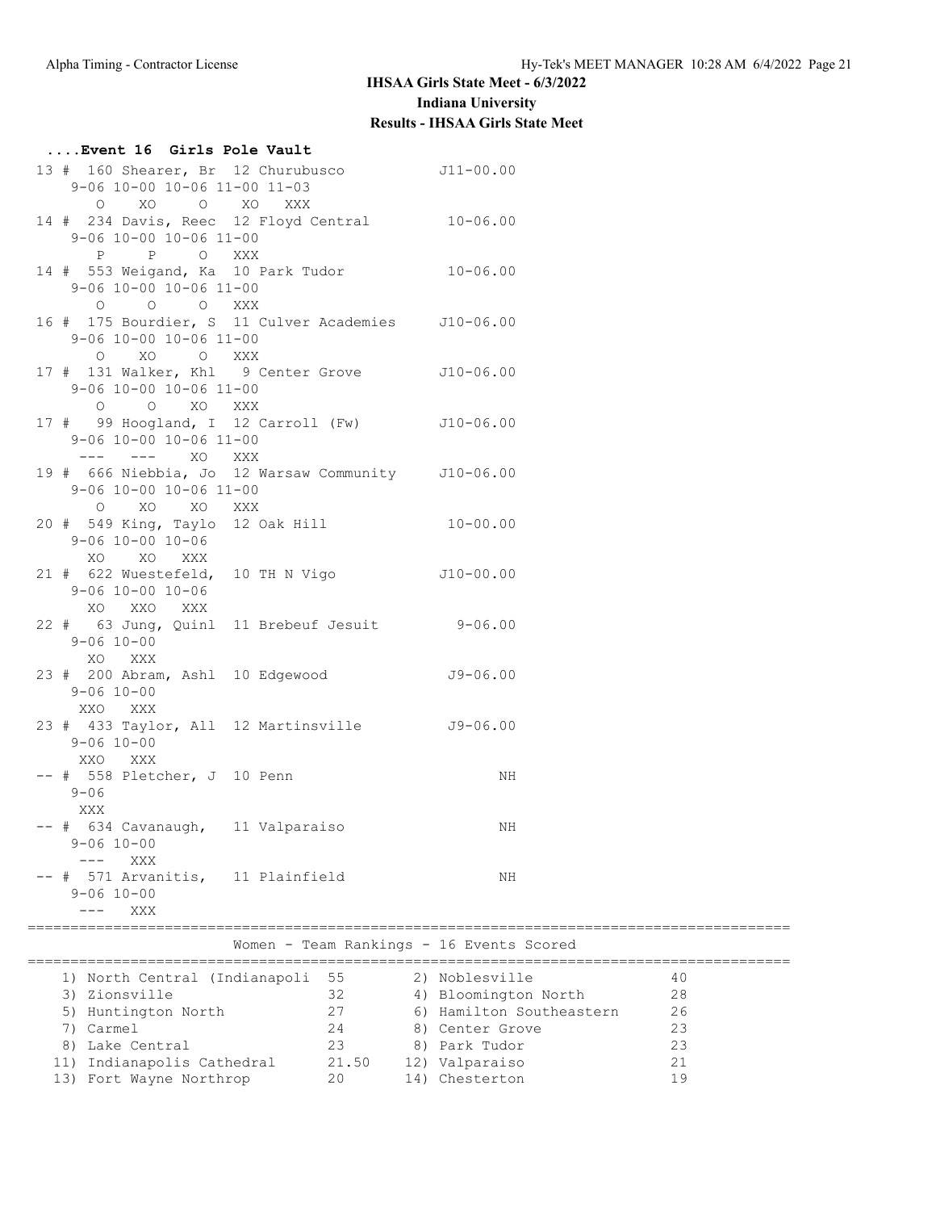**IHSAA Girls State Meet - 6/3/2022**
**Indiana University**
**Results - IHSAA Girls State Meet**

```
....Event 16  Girls Pole Vault
 13 # 160 Shearer, Br  12 Churubusco             J11-00.00
     9-06 10-00 10-06 11-00 11-03
       O    XO     O    XO   XXX
 14 # 234 Davis, Reec  12 Floyd Central          10-06.00
     9-06 10-00 10-06 11-00
       P     P     O   XXX
 14 # 553 Weigand, Ka  10 Park Tudor             10-06.00
     9-06 10-00 10-06 11-00
       O     O     O   XXX
 16 # 175 Bourdier, S  11 Culver Academies     J10-06.00
     9-06 10-00 10-06 11-00
       O    XO     O   XXX
 17 # 131 Walker, Khl   9 Center Grove         J10-06.00
     9-06 10-00 10-06 11-00
       O     O    XO   XXX
 17 #  99 Hoogland, I  12 Carroll (Fw)         J10-06.00
     9-06 10-00 10-06 11-00
     ---   ---    XO   XXX
 19 # 666 Niebbia, Jo  12 Warsaw Community     J10-06.00
     9-06 10-00 10-06 11-00
       O    XO    XO   XXX
 20 # 549 King, Taylo  12 Oak Hill               10-00.00
     9-06 10-00 10-06
      XO    XO   XXX
 21 # 622 Wuestefeld,  10 TH N Vigo             J10-00.00
     9-06 10-00 10-06
      XO   XXO   XXX
 22 #  63 Jung, Quinl  11 Brebeuf Jesuit          9-06.00
     9-06 10-00
      XO   XXX
 23 # 200 Abram, Ashl  10 Edgewood               J9-06.00
     9-06 10-00
     XXO   XXX
 23 # 433 Taylor, All  12 Martinsville           J9-06.00
     9-06 10-00
     XXO   XXX
 -- # 558 Pletcher, J  10 Penn                         NH
     9-06
     XXX
 -- # 634 Cavanaugh,   11 Valparaiso                   NH
     9-06 10-00
     ---   XXX
 -- # 571 Arvanitis,   11 Plainfield                   NH
     9-06 10-00
     ---   XXX
```

**Women - Team Rankings - 16 Events Scored**

| Rank | Team | Points | Rank | Team | Points |
|---|---|---|---|---|---|
| 1) | North Central (Indianapoli | 55 | 2) | Noblesville | 40 |
| 3) | Zionsville | 32 | 4) | Bloomington North | 28 |
| 5) | Huntington North | 27 | 6) | Hamilton Southeastern | 26 |
| 7) | Carmel | 24 | 8) | Center Grove | 23 |
| 8) | Lake Central | 23 | 8) | Park Tudor | 23 |
| 11) | Indianapolis Cathedral | 21.50 | 12) | Valparaiso | 21 |
| 13) | Fort Wayne Northrop | 20 | 14) | Chesterton | 19 |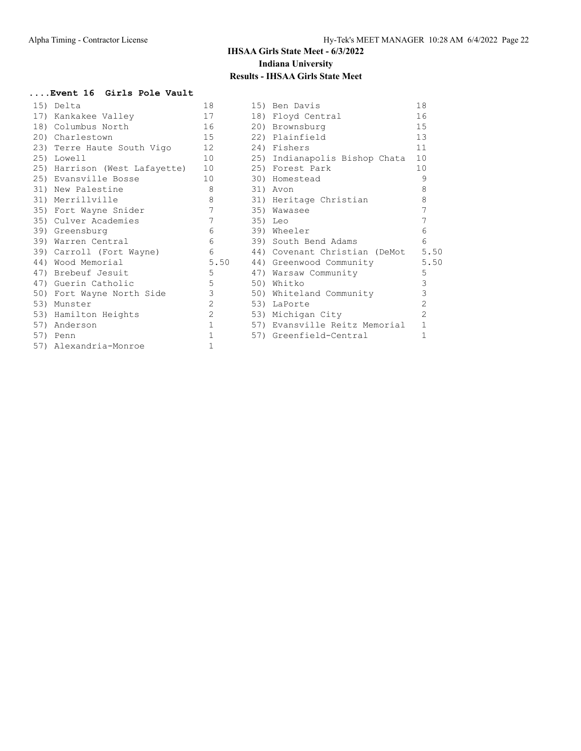**IHSAA Girls State Meet - 6/3/2022**

**Indiana University**

**Results - IHSAA Girls State Meet**

### ....Event 16 Girls Pole Vault

| | | | | | |
|---|---|---|---|---|---|
| 15) | Delta | 18 | 15) | Ben Davis | 18 |
| 17) | Kankakee Valley | 17 | 18) | Floyd Central | 16 |
| 18) | Columbus North | 16 | 20) | Brownsburg | 15 |
| 20) | Charlestown | 15 | 22) | Plainfield | 13 |
| 23) | Terre Haute South Vigo | 12 | 24) | Fishers | 11 |
| 25) | Lowell | 10 | 25) | Indianapolis Bishop Chata | 10 |
| 25) | Harrison (West Lafayette) | 10 | 25) | Forest Park | 10 |
| 25) | Evansville Bosse | 10 | 30) | Homestead | 9 |
| 31) | New Palestine | 8 | 31) | Avon | 8 |
| 31) | Merrillville | 8 | 31) | Heritage Christian | 8 |
| 35) | Fort Wayne Snider | 7 | 35) | Wawasee | 7 |
| 35) | Culver Academies | 7 | 35) | Leo | 7 |
| 39) | Greensburg | 6 | 39) | Wheeler | 6 |
| 39) | Warren Central | 6 | 39) | South Bend Adams | 6 |
| 39) | Carroll (Fort Wayne) | 6 | 44) | Covenant Christian (DeMot | 5.50 |
| 44) | Wood Memorial | 5.50 | 44) | Greenwood Community | 5.50 |
| 47) | Brebeuf Jesuit | 5 | 47) | Warsaw Community | 5 |
| 47) | Guerin Catholic | 5 | 50) | Whitko | 3 |
| 50) | Fort Wayne North Side | 3 | 50) | Whiteland Community | 3 |
| 53) | Munster | 2 | 53) | LaPorte | 2 |
| 53) | Hamilton Heights | 2 | 53) | Michigan City | 2 |
| 57) | Anderson | 1 | 57) | Evansville Reitz Memorial | 1 |
| 57) | Penn | 1 | 57) | Greenfield-Central | 1 |
| 57) | Alexandria-Monroe | 1 | | | |